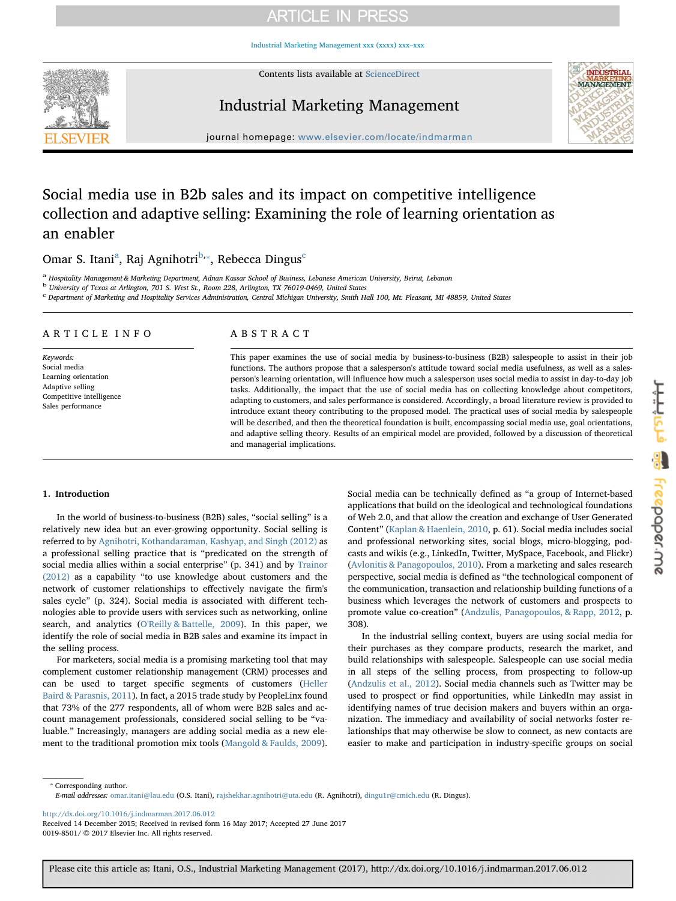# Social media use in B2b sales and its impact on competitive intelligence collection and adaptive selling: Examining the role of learning orientation as an enabler

Omar S. Itani[a], Raj Agnihotri[b,*], Rebecca Dingus[c]

[a] Hospitality Management & Marketing Department, Adnan Kassar School of Business, Lebanese American University, Beirut, Lebanon
[b] University of Texas at Arlington, 701 S. West St., Room 228, Arlington, TX 76019-0469, United States
[c] Department of Marketing and Hospitality Services Administration, Central Michigan University, Smith Hall 100, Mt. Pleasant, MI 48859, United States

## ARTICLE INFO

*Keywords:*
Social media
Learning orientation
Adaptive selling
Competitive intelligence
Sales performance

## ABSTRACT

This paper examines the use of social media by business-to-business (B2B) salespeople to assist in their job functions. The authors propose that a salesperson's attitude toward social media usefulness, as well as a salesperson's learning orientation, will influence how much a salesperson uses social media to assist in day-to-day job tasks. Additionally, the impact that the use of social media has on collecting knowledge about competitors, adapting to customers, and sales performance is considered. Accordingly, a broad literature review is provided to introduce extant theory contributing to the proposed model. The practical uses of social media by salespeople will be described, and then the theoretical foundation is built, encompassing social media use, goal orientations, and adaptive selling theory. Results of an empirical model are provided, followed by a discussion of theoretical and managerial implications.

## 1. Introduction

In the world of business-to-business (B2B) sales, "social selling" is a relatively new idea but an ever-growing opportunity. Social selling is referred to by Agnihotri, Kothandaraman, Kashyap, and Singh (2012) as a professional selling practice that is "predicated on the strength of social media allies within a social enterprise" (p. 341) and by Trainor (2012) as a capability "to use knowledge about customers and the network of customer relationships to effectively navigate the firm's sales cycle" (p. 324). Social media is associated with different technologies able to provide users with services such as networking, online search, and analytics (O'Reilly & Battelle, 2009). In this paper, we identify the role of social media in B2B sales and examine its impact in the selling process.

For marketers, social media is a promising marketing tool that may complement customer relationship management (CRM) processes and can be used to target specific segments of customers (Heller Baird & Parasnis, 2011). In fact, a 2015 trade study by PeopleLinx found that 73% of the 277 respondents, all of whom were B2B sales and account management professionals, considered social selling to be "valuable." Increasingly, managers are adding social media as a new element to the traditional promotion mix tools (Mangold & Faulds, 2009).

Social media can be technically defined as "a group of Internet-based applications that build on the ideological and technological foundations of Web 2.0, and that allow the creation and exchange of User Generated Content" (Kaplan & Haenlein, 2010, p. 61). Social media includes social and professional networking sites, social blogs, micro-blogging, podcasts and wikis (e.g., LinkedIn, Twitter, MySpace, Facebook, and Flickr) (Avlonitis & Panagopoulos, 2010). From a marketing and sales research perspective, social media is defined as "the technological component of the communication, transaction and relationship building functions of a business which leverages the network of customers and prospects to promote value co-creation" (Andzulis, Panagopoulos, & Rapp, 2012, p. 308).

In the industrial selling context, buyers are using social media for their purchases as they compare products, research the market, and build relationships with salespeople. Salespeople can use social media in all steps of the selling process, from prospecting to follow-up (Andzulis et al., 2012). Social media channels such as Twitter may be used to prospect or find opportunities, while LinkedIn may assist in identifying names of true decision makers and buyers within an organization. The immediacy and availability of social networks foster relationships that may otherwise be slow to connect, as new contacts are easier to make and participation in industry-specific groups on social

* Corresponding author.
*E-mail addresses:* omar.itani@lau.edu (O.S. Itani), rajshekhar.agnihotri@uta.edu (R. Agnihotri), dingu1r@cmich.edu (R. Dingus).

http://dx.doi.org/10.1016/j.indmarman.2017.06.012
Received 14 December 2015; Received in revised form 16 May 2017; Accepted 27 June 2017
0019-8501/ © 2017 Elsevier Inc. All rights reserved.

Please cite this article as: Itani, O.S., Industrial Marketing Management (2017), http://dx.doi.org/10.1016/j.indmarman.2017.06.012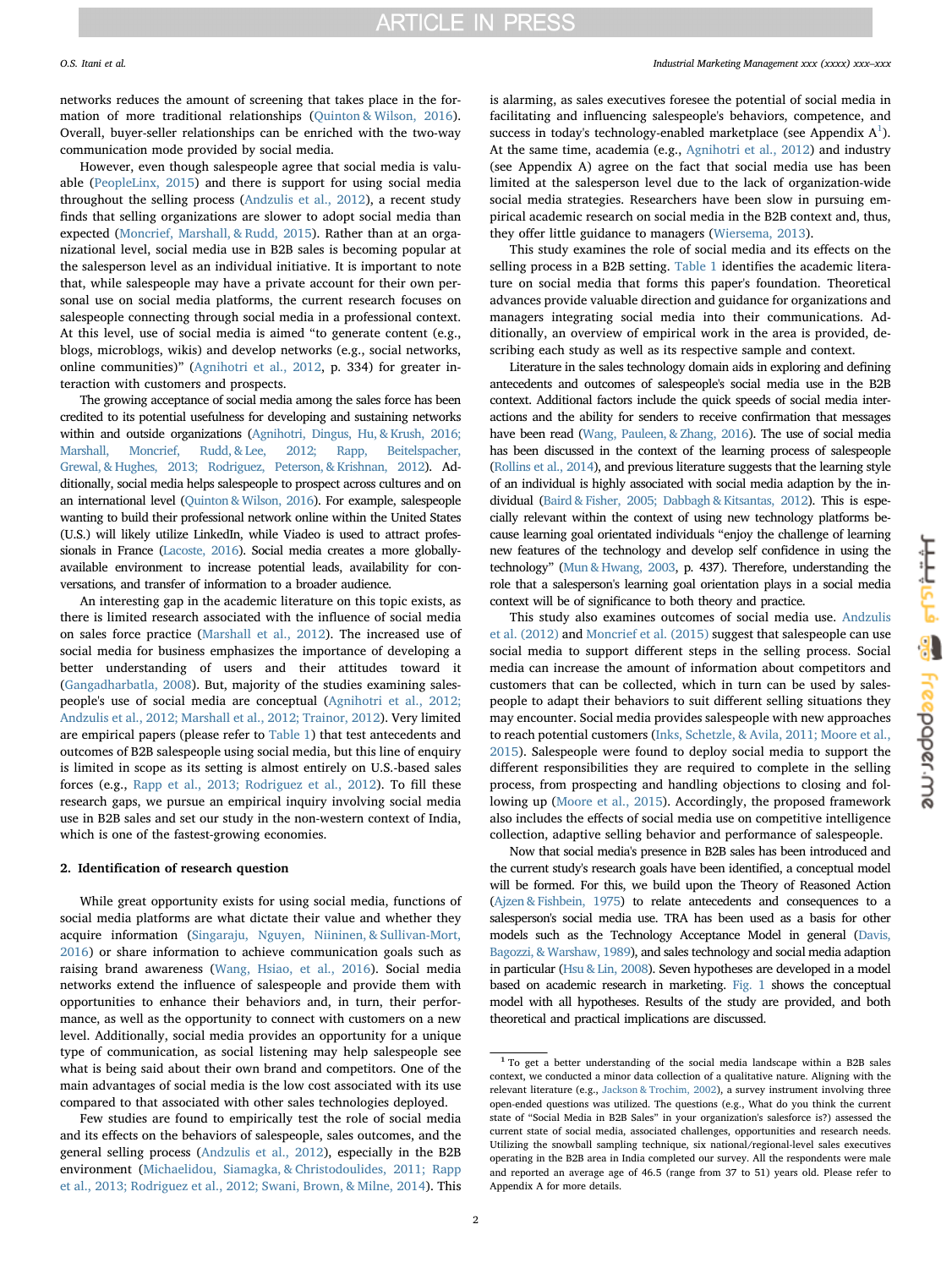networks reduces the amount of screening that takes place in the formation of more traditional relationships (Quinton & Wilson, 2016). Overall, buyer-seller relationships can be enriched with the two-way communication mode provided by social media.

However, even though salespeople agree that social media is valuable (PeopleLinx, 2015) and there is support for using social media throughout the selling process (Andzulis et al., 2012), a recent study finds that selling organizations are slower to adopt social media than expected (Moncrief, Marshall, & Rudd, 2015). Rather than at an organizational level, social media use in B2B sales is becoming popular at the salesperson level as an individual initiative. It is important to note that, while salespeople may have a private account for their own personal use on social media platforms, the current research focuses on salespeople connecting through social media in a professional context. At this level, use of social media is aimed "to generate content (e.g., blogs, microblogs, wikis) and develop networks (e.g., social networks, online communities)" (Agnihotri et al., 2012, p. 334) for greater interaction with customers and prospects.

The growing acceptance of social media among the sales force has been credited to its potential usefulness for developing and sustaining networks within and outside organizations (Agnihotri, Dingus, Hu, & Krush, 2016; Marshall, Moncrief, Rudd, & Lee, 2012; Rapp, Beitelspacher, Grewal, & Hughes, 2013; Rodriguez, Peterson, & Krishnan, 2012). Additionally, social media helps salespeople to prospect across cultures and on an international level (Quinton & Wilson, 2016). For example, salespeople wanting to build their professional network online within the United States (U.S.) will likely utilize LinkedIn, while Viadeo is used to attract professionals in France (Lacoste, 2016). Social media creates a more globally-available environment to increase potential leads, availability for conversations, and transfer of information to a broader audience.

An interesting gap in the academic literature on this topic exists, as there is limited research associated with the influence of social media on sales force practice (Marshall et al., 2012). The increased use of social media for business emphasizes the importance of developing a better understanding of users and their attitudes toward it (Gangadharbatla, 2008). But, majority of the studies examining salespeople's use of social media are conceptual (Agnihotri et al., 2012; Andzulis et al., 2012; Marshall et al., 2012; Trainor, 2012). Very limited are empirical papers (please refer to Table 1) that test antecedents and outcomes of B2B salespeople using social media, but this line of enquiry is limited in scope as its setting is almost entirely on U.S.-based sales forces (e.g., Rapp et al., 2013; Rodriguez et al., 2012). To fill these research gaps, we pursue an empirical inquiry involving social media use in B2B sales and set our study in the non-western context of India, which is one of the fastest-growing economies.

## 2. Identification of research question

While great opportunity exists for using social media, functions of social media platforms are what dictate their value and whether they acquire information (Singaraju, Nguyen, Niininen, & Sullivan-Mort, 2016) or share information to achieve communication goals such as raising brand awareness (Wang, Hsiao, et al., 2016). Social media networks extend the influence of salespeople and provide them with opportunities to enhance their behaviors and, in turn, their performance, as well as the opportunity to connect with customers on a new level. Additionally, social media provides an opportunity for a unique type of communication, as social listening may help salespeople see what is being said about their own brand and competitors. One of the main advantages of social media is the low cost associated with its use compared to that associated with other sales technologies deployed.

Few studies are found to empirically test the role of social media and its effects on the behaviors of salespeople, sales outcomes, and the general selling process (Andzulis et al., 2012), especially in the B2B environment (Michaelidou, Siamagka, & Christodoulides, 2011; Rapp et al., 2013; Rodriguez et al., 2012; Swani, Brown, & Milne, 2014). This is alarming, as sales executives foresee the potential of social media in facilitating and influencing salespeople's behaviors, competence, and success in today's technology-enabled marketplace (see Appendix A[1]). At the same time, academia (e.g., Agnihotri et al., 2012) and industry (see Appendix A) agree on the fact that social media use has been limited at the salesperson level due to the lack of organization-wide social media strategies. Researchers have been slow in pursuing empirical academic research on social media in the B2B context and, thus, they offer little guidance to managers (Wiersema, 2013).

This study examines the role of social media and its effects on the selling process in a B2B setting. Table 1 identifies the academic literature on social media that forms this paper's foundation. Theoretical advances provide valuable direction and guidance for organizations and managers integrating social media into their communications. Additionally, an overview of empirical work in the area is provided, describing each study as well as its respective sample and context.

Literature in the sales technology domain aids in exploring and defining antecedents and outcomes of salespeople's social media use in the B2B context. Additional factors include the quick speeds of social media interactions and the ability for senders to receive confirmation that messages have been read (Wang, Pauleen, & Zhang, 2016). The use of social media has been discussed in the context of the learning process of salespeople (Rollins et al., 2014), and previous literature suggests that the learning style of an individual is highly associated with social media adaption by the individual (Baird & Fisher, 2005; Dabbagh & Kitsantas, 2012). This is especially relevant within the context of using new technology platforms because learning goal orientated individuals "enjoy the challenge of learning new features of the technology and develop self confidence in using the technology" (Mun & Hwang, 2003, p. 437). Therefore, understanding the role that a salesperson's learning goal orientation plays in a social media context will be of significance to both theory and practice.

This study also examines outcomes of social media use. Andzulis et al. (2012) and Moncrief et al. (2015) suggest that salespeople can use social media to support different steps in the selling process. Social media can increase the amount of information about competitors and customers that can be collected, which in turn can be used by salespeople to adapt their behaviors to suit different selling situations they may encounter. Social media provides salespeople with new approaches to reach potential customers (Inks, Schetzle, & Avila, 2011; Moore et al., 2015). Salespeople were found to deploy social media to support the different responsibilities they are required to complete in the selling process, from prospecting and handling objections to closing and following up (Moore et al., 2015). Accordingly, the proposed framework also includes the effects of social media use on competitive intelligence collection, adaptive selling behavior and performance of salespeople.

Now that social media's presence in B2B sales has been introduced and the current study's research goals have been identified, a conceptual model will be formed. For this, we build upon the Theory of Reasoned Action (Ajzen & Fishbein, 1975) to relate antecedents and consequences to a salesperson's social media use. TRA has been used as a basis for other models such as the Technology Acceptance Model in general (Davis, Bagozzi, & Warshaw, 1989), and sales technology and social media adaption in particular (Hsu & Lin, 2008). Seven hypotheses are developed in a model based on academic research in marketing. Fig. 1 shows the conceptual model with all hypotheses. Results of the study are provided, and both theoretical and practical implications are discussed.

---

[1] To get a better understanding of the social media landscape within a B2B sales context, we conducted a minor data collection of a qualitative nature. Aligning with the relevant literature (e.g., Jackson & Trochim, 2002), a survey instrument involving three open-ended questions was utilized. The questions (e.g., What do you think the current state of "Social Media in B2B Sales" in your organization's salesforce is?) assessed the current state of social media, associated challenges, opportunities and research needs. Utilizing the snowball sampling technique, six national/regional-level sales executives operating in the B2B area in India completed our survey. All the respondents were male and reported an average age of 46.5 (range from 37 to 51) years old. Please refer to Appendix A for more details.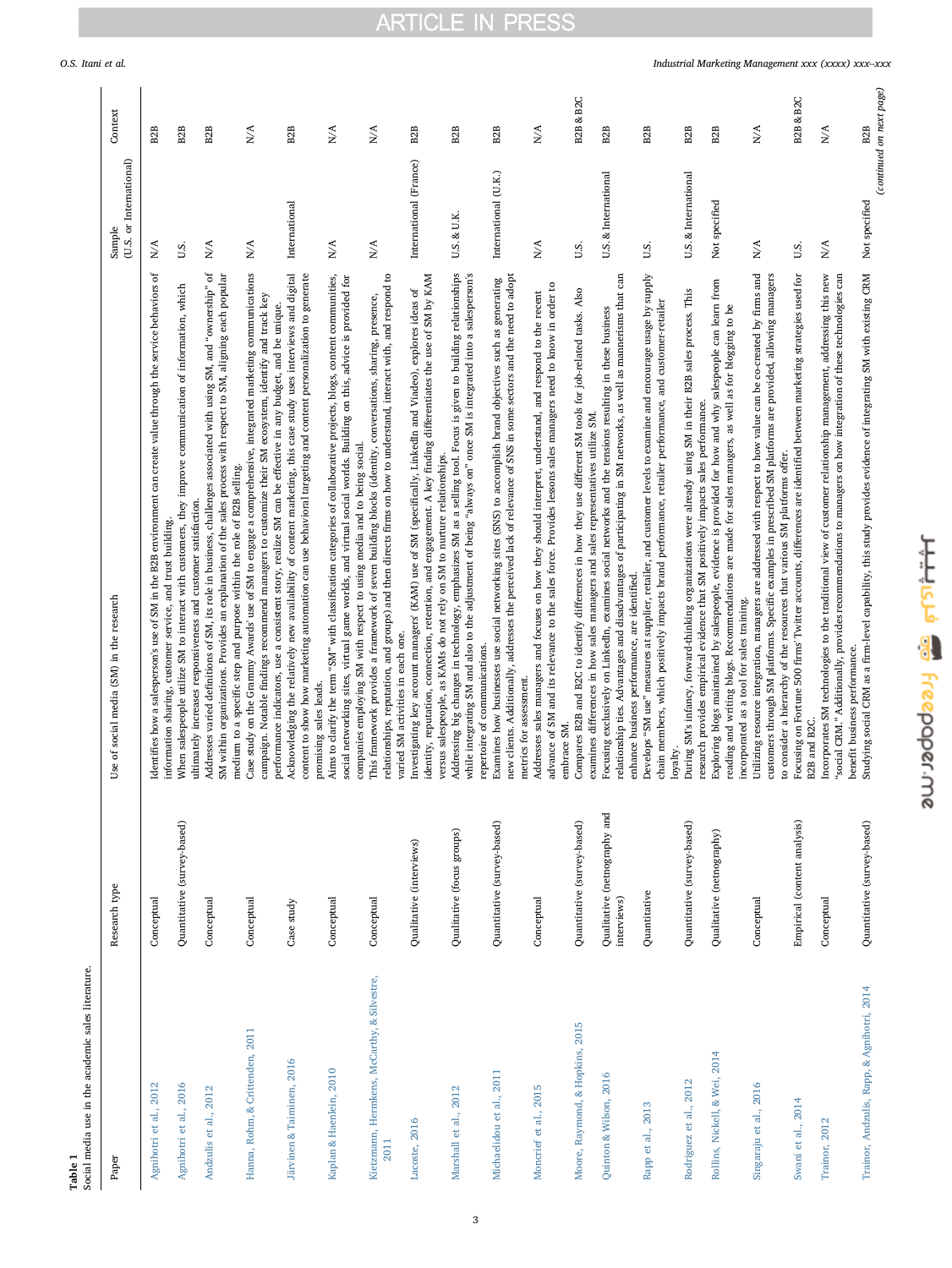**Table 1**
Social media use in the academic sales literature.

| Paper | Research type | Use of social media (SM) in the research | Sample (U.S. or International) | Context |
|---|---|---|---|---|
| Agnihotri et al., 2012 | Conceptual | Identifies how a salesperson's use of SM in the B2B environment can create value through the service behaviors of information sharing, customer service, and trust building. | N/A | B2B |
| Agnihotri et al., 2016 | Quantitative (survey-based) | When salespeople utilize SM to interact with customers, they improve communication of information, which ultimately increases responsiveness and customer satisfaction. | U.S. | B2B |
| Andzulis et al., 2012 | Conceptual | Addresses varied definitions of SM, its role in business, challenges associated with using SM, and "ownership" of SM within organizations. Provides an explanation of the sales process with respect to SM, aligning each popular medium to a specific step and purpose within the role of B2B selling. | N/A | B2B |
| Hanna, Rohm, & Crittenden, 2011 | Conceptual | Case study on the Grammy Awards' use of SM to engage a comprehensive, integrated marketing communications campaign. Notable findings recommend managers to customize their SM ecosystem, identify and track key performance indicators, use a consistent story, realize SM can be effective in any budget, and be unique. | N/A | N/A |
| Järvinen & Taiminen, 2016 | Case study | Acknowledging the relatively new availability of content marketing, this case study uses interviews and digital content to show how marketing automation can use behavioral targeting and content personalization to generate promising sales leads. | International | B2B |
| Kaplan & Haenlein, 2010 | Conceptual | Aims to clarify the term "SM" with classification categories of collaborative projects, blogs, content communities, social networking sites, virtual game worlds, and virtual social worlds. Building on this, advice is provided for companies employing SM with respect to using media and to being social. | N/A | N/A |
| Kietzmann, Hermkens, McCarthy, & Silvestre, 2011 | Conceptual | This framework provides a framework of seven building blocks (identity, conversations, sharing, presence, relationships, reputation, and groups) and then directs firms on how to understand, interact with, and respond to varied SM activities in each one. | N/A | N/A |
| Lacoste, 2016 | Qualitative (interviews) | Investigating key account managers' (KAM) use of SM (specifically, LinkedIn and Viadeo), explores ideas of identity, reputation, connection, retention, and engagement. A key finding differentiates the use of SM by KAM versus salespeople, as KAMs do not rely on SM to nurture relationships. | International (France) | B2B |
| Marshall et al., 2012 | Qualitative (focus groups) | Addressing big changes in technology, emphasizes SM as a selling tool. Focus is given to building relationships while integrating SM and also to the adjustment of being "always on" once SM is integrated into a salesperson's repertoire of communications. | U.S. & U.K. | B2B |
| Michaelidou et al., 2011 | Quantitative (survey-based) | Examines how businesses use social networking sites (SNS) to accomplish brand objectives such as generating new clients. Additionally, addresses the perceived lack of relevance of SNS in some sectors and the need to adopt metrics for assessment. | International (U.K.) | B2B |
| Moncrief et al., 2015 | Conceptual | Addresses sales managers and focuses on how they should interpret, understand, and respond to the recent advance of SM and its relevance to the sales force. Provides lessons sales managers need to know in order to embrace SM. | N/A | N/A |
| Moore, Raymond, & Hopkins, 2015 | Quantitative (survey-based) | Compares B2B and B2C to identify differences in how they use different SM tools for job-related tasks. Also examines differences in how sales managers and sales representatives utilize SM. | U.S. | B2B & B2C |
| Quinton & Wilson, 2016 | Qualitative (netnography and interviews) | Focusing exclusively on LinkedIn, examines social networks and the tensions resulting in these business relationship ties. Advantages and disadvantages of participating in SM networks, as well as mannerisms that can enhance business performance, are identified. | U.S. & International | B2B |
| Rapp et al., 2013 | Quantitative | Develops "SM use" measures at supplier, retailer, and customer levels to examine and encourage usage by supply chain members, which positively impacts brand performance, retailer performance, and customer-retailer loyalty. | U.S. | B2B |
| Rodriguez et al., 2012 | Quantitative (survey-based) | During SM's infancy, forward-thinking organizations were already using SM in their B2B sales process. This research provides empirical evidence that SM positively impacts sales performance. | U.S. & International | B2B |
| Rollins, Nickell, & Wei, 2014 | Qualitative (netnography) | Exploring blogs maintained by salespeople, evidence is provided for how and why salespeople can learn from reading and writing blogs. Recommendations are made for sales managers, as well as for blogging to be incorporated as a tool for sales training. | Not specified | B2B |
| Singaraju et al., 2016 | Conceptual | Utilizing resource integration, managers are addressed with respect to how value can be co-created by firms and customers through SM platforms. Specific examples in prescribed SM platforms are provided, allowing managers to consider a hierarchy of the resources that various SM platforms offer. | N/A | N/A |
| Swani et al., 2014 | Empirical (content analysis) | Focusing on Fortune 500 firms' Twitter accounts, differences are identified between marketing strategies used for B2B and B2C. | U.S. | B2B & B2C |
| Trainor, 2012 | Conceptual | Incorporates SM technologies to the traditional view of customer relationship management, addressing this new "social CRM." Additionally, provides recommendations to managers on how integration of these technologies can benefit business performance. | N/A | N/A |
| Trainor, Andzulis, Rapp, & Agnihotri, 2014 | Quantitative (survey-based) | Studying social CRM as a firm-level capability, this study provides evidence of integrating SM with existing CRM | Not specified | B2B |

(continued on next page)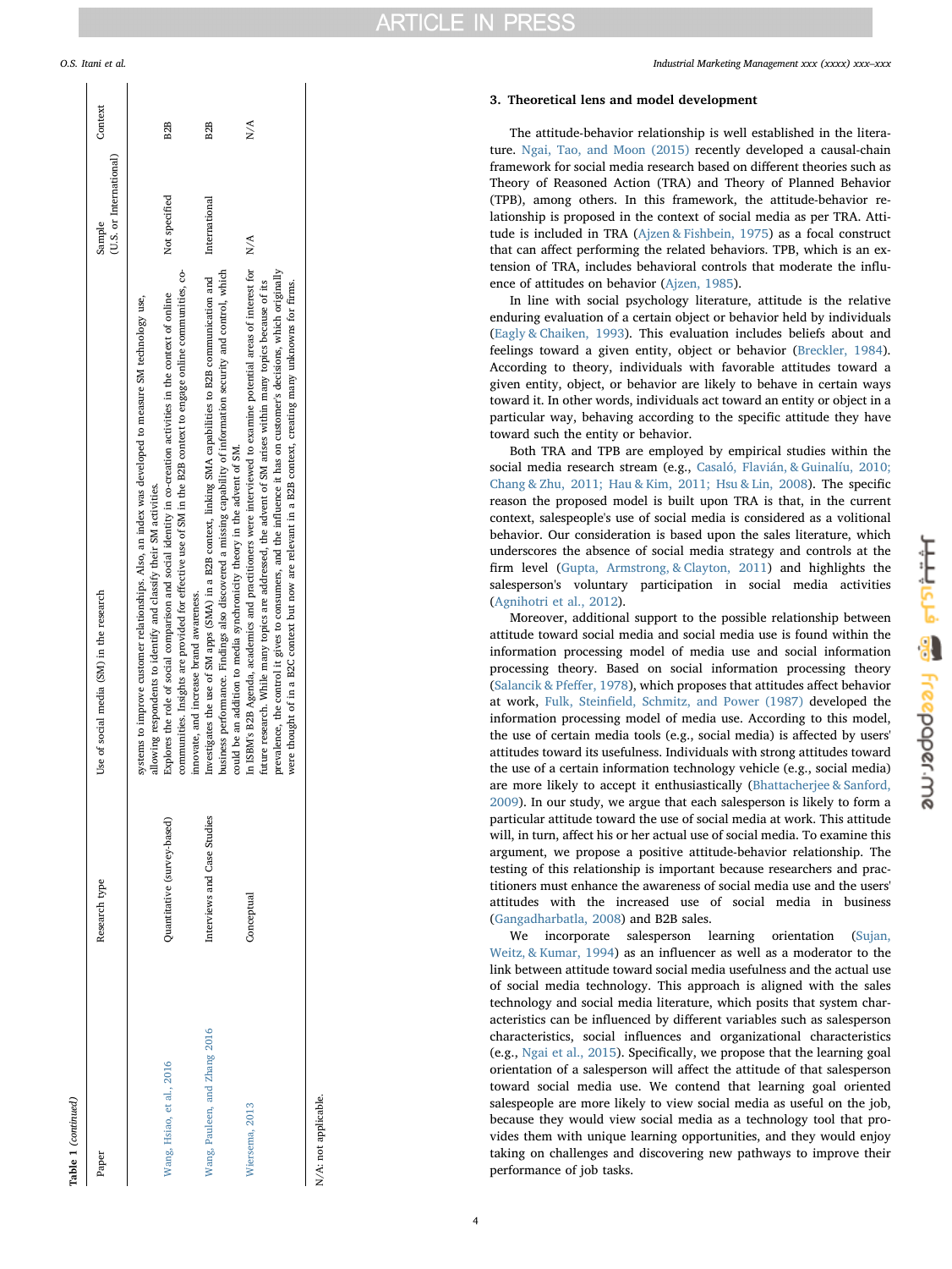Table 1 (continued)

| Paper | Research type | Use of social media (SM) in the research | Sample (U.S. or International) | Context |
|---|---|---|---|---|
| | | systems to improve customer relationships. Also, an index was developed to measure SM technology use, allowing respondents to identify and classify their SM activities. | | |
| Wang, Hsiao, et al., 2016 | Quantitative (survey-based) | Explores the role of social comparison and social identity in co-creation activities in the context of online communities. Insights are provided for effective use of SM in the B2B context to engage online communities, co-innovate, and increase brand awareness. | Not specified | B2B |
| Wang, Pauleen, and Zhang 2016 | Interviews and Case Studies | Investigates the use of SM apps (SMA) in a B2B context, linking SMA capabilities to B2B communication and business performance. Findings also discovered a missing capability of information security and control, which could be an addition to media synchronicity theory in the advent of SM. | International | B2B |
| Wiersema, 2013 | Conceptual | In ISBM's B2B Agenda, academics and practitioners were interviewed to examine potential areas of interest for future research. While many topics are addressed, the advent of SM arises within many topics because of its prevalence, the control it gives to consumers, and the influence it has on customer's decisions, which originally were thought of in a B2C context but now are relevant in a B2B context, creating many unknowns for firms. | N/A | N/A |

N/A: not applicable.

## 3. Theoretical lens and model development

The attitude-behavior relationship is well established in the literature. Ngai, Tao, and Moon (2015) recently developed a causal-chain framework for social media research based on different theories such as Theory of Reasoned Action (TRA) and Theory of Planned Behavior (TPB), among others. In this framework, the attitude-behavior relationship is proposed in the context of social media as per TRA. Attitude is included in TRA (Ajzen & Fishbein, 1975) as a focal construct that can affect performing the related behaviors. TPB, which is an extension of TRA, includes behavioral controls that moderate the influence of attitudes on behavior (Ajzen, 1985).

In line with social psychology literature, attitude is the relative enduring evaluation of a certain object or behavior held by individuals (Eagly & Chaiken, 1993). This evaluation includes beliefs about and feelings toward a given entity, object or behavior (Breckler, 1984). According to theory, individuals with favorable attitudes toward a given entity, object, or behavior are likely to behave in certain ways toward it. In other words, individuals act toward an entity or object in a particular way, behaving according to the specific attitude they have toward such the entity or behavior.

Both TRA and TPB are employed by empirical studies within the social media research stream (e.g., Casaló, Flavián, & Guinalíu, 2010; Chang & Zhu, 2011; Hau & Kim, 2011; Hsu & Lin, 2008). The specific reason the proposed model is built upon TRA is that, in the current context, salespeople's use of social media is considered as a volitional behavior. Our consideration is based upon the sales literature, which underscores the absence of social media strategy and controls at the firm level (Gupta, Armstrong, & Clayton, 2011) and highlights the salesperson's voluntary participation in social media activities (Agnihotri et al., 2012).

Moreover, additional support to the possible relationship between attitude toward social media and social media use is found within the information processing model of media use and social information processing theory. Based on social information processing theory (Salancik & Pfeffer, 1978), which proposes that attitudes affect behavior at work, Fulk, Steinfield, Schmitz, and Power (1987) developed the information processing model of media use. According to this model, the use of certain media tools (e.g., social media) is affected by users' attitudes toward its usefulness. Individuals with strong attitudes toward the use of a certain information technology vehicle (e.g., social media) are more likely to accept it enthusiastically (Bhattacherjee & Sanford, 2009). In our study, we argue that each salesperson is likely to form a particular attitude toward the use of social media at work. This attitude will, in turn, affect his or her actual use of social media. To examine this argument, we propose a positive attitude-behavior relationship. The testing of this relationship is important because researchers and practitioners must enhance the awareness of social media use and the users' attitudes with the increased use of social media in business (Gangadharbatla, 2008) and B2B sales.

We incorporate salesperson learning orientation (Sujan, Weitz, & Kumar, 1994) as an influencer as well as a moderator to the link between attitude toward social media usefulness and the actual use of social media technology. This approach is aligned with the sales technology and social media literature, which posits that system characteristics can be influenced by different variables such as salesperson characteristics, social influences and organizational characteristics (e.g., Ngai et al., 2015). Specifically, we propose that the learning goal orientation of a salesperson will affect the attitude of that salesperson toward social media use. We contend that learning goal oriented salespeople are more likely to view social media as useful on the job, because they would view social media as a technology tool that provides them with unique learning opportunities, and they would enjoy taking on challenges and discovering new pathways to improve their performance of job tasks.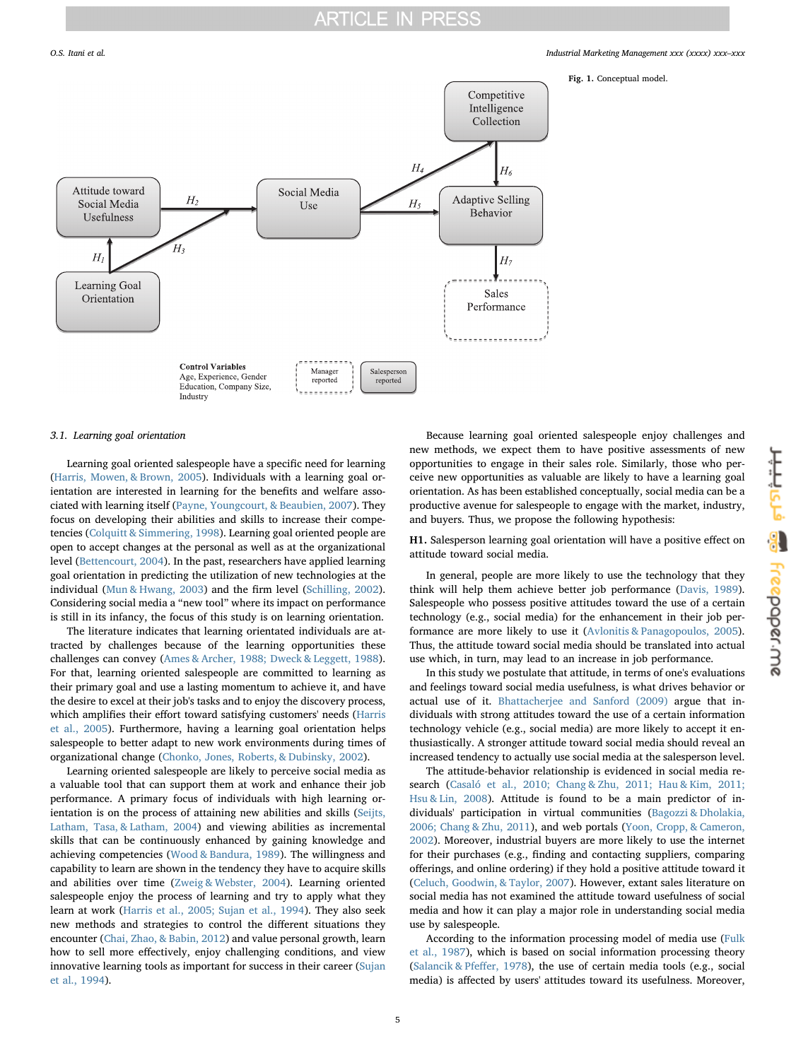Fig. 1. Conceptual model.

### 3.1. Learning goal orientation

Learning goal oriented salespeople have a specific need for learning (Harris, Mowen, & Brown, 2005). Individuals with a learning goal orientation are interested in learning for the benefits and welfare associated with learning itself (Payne, Youngcourt, & Beaubien, 2007). They focus on developing their abilities and skills to increase their competencies (Colquitt & Simmering, 1998). Learning goal oriented people are open to accept changes at the personal as well as at the organizational level (Bettencourt, 2004). In the past, researchers have applied learning goal orientation in predicting the utilization of new technologies at the individual (Mun & Hwang, 2003) and the firm level (Schilling, 2002). Considering social media a "new tool" where its impact on performance is still in its infancy, the focus of this study is on learning orientation.

The literature indicates that learning orientated individuals are attracted by challenges because of the learning opportunities these challenges can convey (Ames & Archer, 1988; Dweck & Leggett, 1988). For that, learning oriented salespeople are committed to learning as their primary goal and use a lasting momentum to achieve it, and have the desire to excel at their job's tasks and to enjoy the discovery process, which amplifies their effort toward satisfying customers' needs (Harris et al., 2005). Furthermore, having a learning goal orientation helps salespeople to better adapt to new work environments during times of organizational change (Chonko, Jones, Roberts, & Dubinsky, 2002).

Learning oriented salespeople are likely to perceive social media as a valuable tool that can support them at work and enhance their job performance. A primary focus of individuals with high learning orientation is on the process of attaining new abilities and skills (Seijts, Latham, Tasa, & Latham, 2004) and viewing abilities as incremental skills that can be continuously enhanced by gaining knowledge and achieving competencies (Wood & Bandura, 1989). The willingness and capability to learn are shown in the tendency they have to acquire skills and abilities over time (Zweig & Webster, 2004). Learning oriented salespeople enjoy the process of learning and try to apply what they learn at work (Harris et al., 2005; Sujan et al., 1994). They also seek new methods and strategies to control the different situations they encounter (Chai, Zhao, & Babin, 2012) and value personal growth, learn how to sell more effectively, enjoy challenging conditions, and view innovative learning tools as important for success in their career (Sujan et al., 1994).

Because learning goal oriented salespeople enjoy challenges and new methods, we expect them to have positive assessments of new opportunities to engage in their sales role. Similarly, those who perceive new opportunities as valuable are likely to have a learning goal orientation. As has been established conceptually, social media can be a productive avenue for salespeople to engage with the market, industry, and buyers. Thus, we propose the following hypothesis:

**H1.** Salesperson learning goal orientation will have a positive effect on attitude toward social media.

In general, people are more likely to use the technology that they think will help them achieve better job performance (Davis, 1989). Salespeople who possess positive attitudes toward the use of a certain technology (e.g., social media) for the enhancement in their job performance are more likely to use it (Avlonitis & Panagopoulos, 2005). Thus, the attitude toward social media should be translated into actual use which, in turn, may lead to an increase in job performance.

In this study we postulate that attitude, in terms of one's evaluations and feelings toward social media usefulness, is what drives behavior or actual use of it. Bhattacherjee and Sanford (2009) argue that individuals with strong attitudes toward the use of a certain information technology vehicle (e.g., social media) are more likely to accept it enthusiastically. A stronger attitude toward social media should reveal an increased tendency to actually use social media at the salesperson level.

The attitude-behavior relationship is evidenced in social media research (Casaló et al., 2010; Chang & Zhu, 2011; Hau & Kim, 2011; Hsu & Lin, 2008). Attitude is found to be a main predictor of individuals' participation in virtual communities (Bagozzi & Dholakia, 2006; Chang & Zhu, 2011), and web portals (Yoon, Cropp, & Cameron, 2002). Moreover, industrial buyers are more likely to use the internet for their purchases (e.g., finding and contacting suppliers, comparing offerings, and online ordering) if they hold a positive attitude toward it (Celuch, Goodwin, & Taylor, 2007). However, extant sales literature on social media has not examined the attitude toward usefulness of social media and how it can play a major role in understanding social media use by salespeople.

According to the information processing model of media use (Fulk et al., 1987), which is based on social information processing theory (Salancik & Pfeffer, 1978), the use of certain media tools (e.g., social media) is affected by users' attitudes toward its usefulness. Moreover,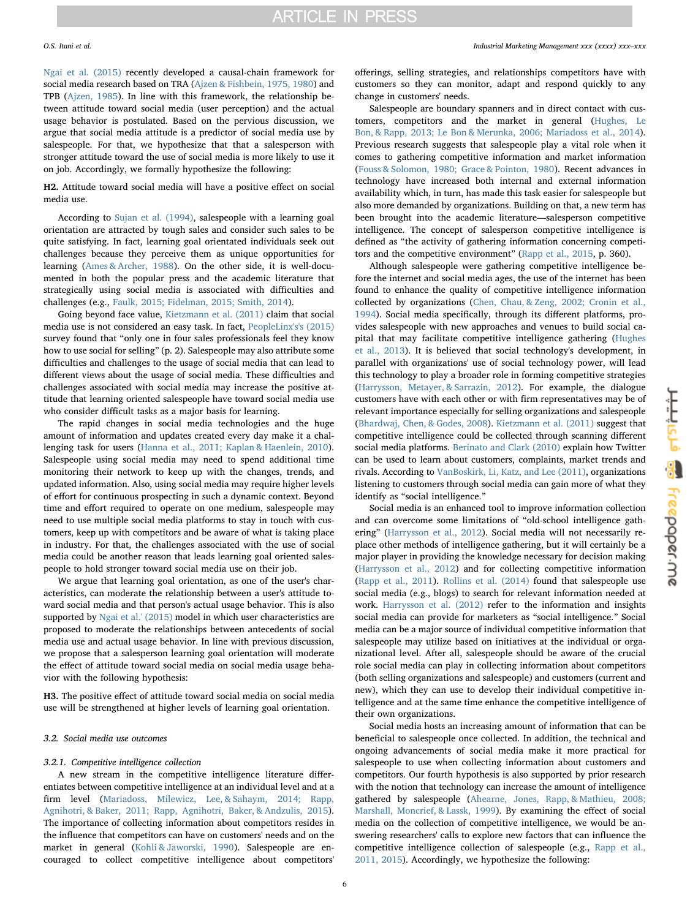Ngai et al. (2015) recently developed a causal-chain framework for social media research based on TRA (Ajzen & Fishbein, 1975, 1980) and TPB (Ajzen, 1985). In line with this framework, the relationship between attitude toward social media (user perception) and the actual usage behavior is postulated. Based on the pervious discussion, we argue that social media attitude is a predictor of social media use by salespeople. For that, we hypothesize that that a salesperson with stronger attitude toward the use of social media is more likely to use it on job. Accordingly, we formally hypothesize the following:

**H2.** Attitude toward social media will have a positive effect on social media use.

According to Sujan et al. (1994), salespeople with a learning goal orientation are attracted by tough sales and consider such sales to be quite satisfying. In fact, learning goal orientated individuals seek out challenges because they perceive them as unique opportunities for learning (Ames & Archer, 1988). On the other side, it is well-documented in both the popular press and the academic literature that strategically using social media is associated with difficulties and challenges (e.g., Faulk, 2015; Fidelman, 2015; Smith, 2014).

Going beyond face value, Kietzmann et al. (2011) claim that social media use is not considered an easy task. In fact, PeopleLinx's's (2015) survey found that "only one in four sales professionals feel they know how to use social for selling" (p. 2). Salespeople may also attribute some difficulties and challenges to the usage of social media that can lead to different views about the usage of social media. These difficulties and challenges associated with social media may increase the positive attitude that learning oriented salespeople have toward social media use who consider difficult tasks as a major basis for learning.

The rapid changes in social media technologies and the huge amount of information and updates created every day make it a challenging task for users (Hanna et al., 2011; Kaplan & Haenlein, 2010). Salespeople using social media may need to spend additional time monitoring their network to keep up with the changes, trends, and updated information. Also, using social media may require higher levels of effort for continuous prospecting in such a dynamic context. Beyond time and effort required to operate on one medium, salespeople may need to use multiple social media platforms to stay in touch with customers, keep up with competitors and be aware of what is taking place in industry. For that, the challenges associated with the use of social media could be another reason that leads learning goal oriented salespeople to hold stronger toward social media use on their job.

We argue that learning goal orientation, as one of the user's characteristics, can moderate the relationship between a user's attitude toward social media and that person's actual usage behavior. This is also supported by Ngai et al.' (2015) model in which user characteristics are proposed to moderate the relationships between antecedents of social media use and actual usage behavior. In line with previous discussion, we propose that a salesperson learning goal orientation will moderate the effect of attitude toward social media on social media usage behavior with the following hypothesis:

**H3.** The positive effect of attitude toward social media on social media use will be strengthened at higher levels of learning goal orientation.

### 3.2. Social media use outcomes

#### 3.2.1. Competitive intelligence collection

A new stream in the competitive intelligence literature differentiates between competitive intelligence at an individual level and at a firm level (Mariadoss, Milewicz, Lee, & Sahaym, 2014; Rapp, Agnihotri, & Baker, 2011; Rapp, Agnihotri, Baker, & Andzulis, 2015). The importance of collecting information about competitors resides in the influence that competitors can have on customers' needs and on the market in general (Kohli & Jaworski, 1990). Salespeople are encouraged to collect competitive intelligence about competitors' offerings, selling strategies, and relationships competitors have with customers so they can monitor, adapt and respond quickly to any change in customers' needs.

Salespeople are boundary spanners and in direct contact with customers, competitors and the market in general (Hughes, Le Bon, & Rapp, 2013; Le Bon & Merunka, 2006; Mariadoss et al., 2014). Previous research suggests that salespeople play a vital role when it comes to gathering competitive information and market information (Fouss & Solomon, 1980; Grace & Pointon, 1980). Recent advances in technology have increased both internal and external information availability which, in turn, has made this task easier for salespeople but also more demanded by organizations. Building on that, a new term has been brought into the academic literature—salesperson competitive intelligence. The concept of salesperson competitive intelligence is defined as "the activity of gathering information concerning competitors and the competitive environment" (Rapp et al., 2015, p. 360).

Although salespeople were gathering competitive intelligence before the internet and social media ages, the use of the internet has been found to enhance the quality of competitive intelligence information collected by organizations (Chen, Chau, & Zeng, 2002; Cronin et al., 1994). Social media specifically, through its different platforms, provides salespeople with new approaches and venues to build social capital that may facilitate competitive intelligence gathering (Hughes et al., 2013). It is believed that social technology's development, in parallel with organizations' use of social technology power, will lead this technology to play a broader role in forming competitive strategies (Harrysson, Metayer, & Sarrazin, 2012). For example, the dialogue customers have with each other or with firm representatives may be of relevant importance especially for selling organizations and salespeople (Bhardwaj, Chen, & Godes, 2008). Kietzmann et al. (2011) suggest that competitive intelligence could be collected through scanning different social media platforms. Berinato and Clark (2010) explain how Twitter can be used to learn about customers, complaints, market trends and rivals. According to VanBoskirk, Li, Katz, and Lee (2011), organizations listening to customers through social media can gain more of what they identify as "social intelligence."

Social media is an enhanced tool to improve information collection and can overcome some limitations of "old-school intelligence gathering" (Harrysson et al., 2012). Social media will not necessarily replace other methods of intelligence gathering, but it will certainly be a major player in providing the knowledge necessary for decision making (Harrysson et al., 2012) and for collecting competitive information (Rapp et al., 2011). Rollins et al. (2014) found that salespeople use social media (e.g., blogs) to search for relevant information needed at work. Harrysson et al. (2012) refer to the information and insights social media can provide for marketers as "social intelligence." Social media can be a major source of individual competitive information that salespeople may utilize based on initiatives at the individual or organizational level. After all, salespeople should be aware of the crucial role social media can play in collecting information about competitors (both selling organizations and salespeople) and customers (current and new), which they can use to develop their individual competitive intelligence and at the same time enhance the competitive intelligence of their own organizations.

Social media hosts an increasing amount of information that can be beneficial to salespeople once collected. In addition, the technical and ongoing advancements of social media make it more practical for salespeople to use when collecting information about customers and competitors. Our fourth hypothesis is also supported by prior research with the notion that technology can increase the amount of intelligence gathered by salespeople (Ahearne, Jones, Rapp, & Mathieu, 2008; Marshall, Moncrief, & Lassk, 1999). By examining the effect of social media on the collection of competitive intelligence, we would be answering researchers' calls to explore new factors that can influence the competitive intelligence collection of salespeople (e.g., Rapp et al., 2011, 2015). Accordingly, we hypothesize the following: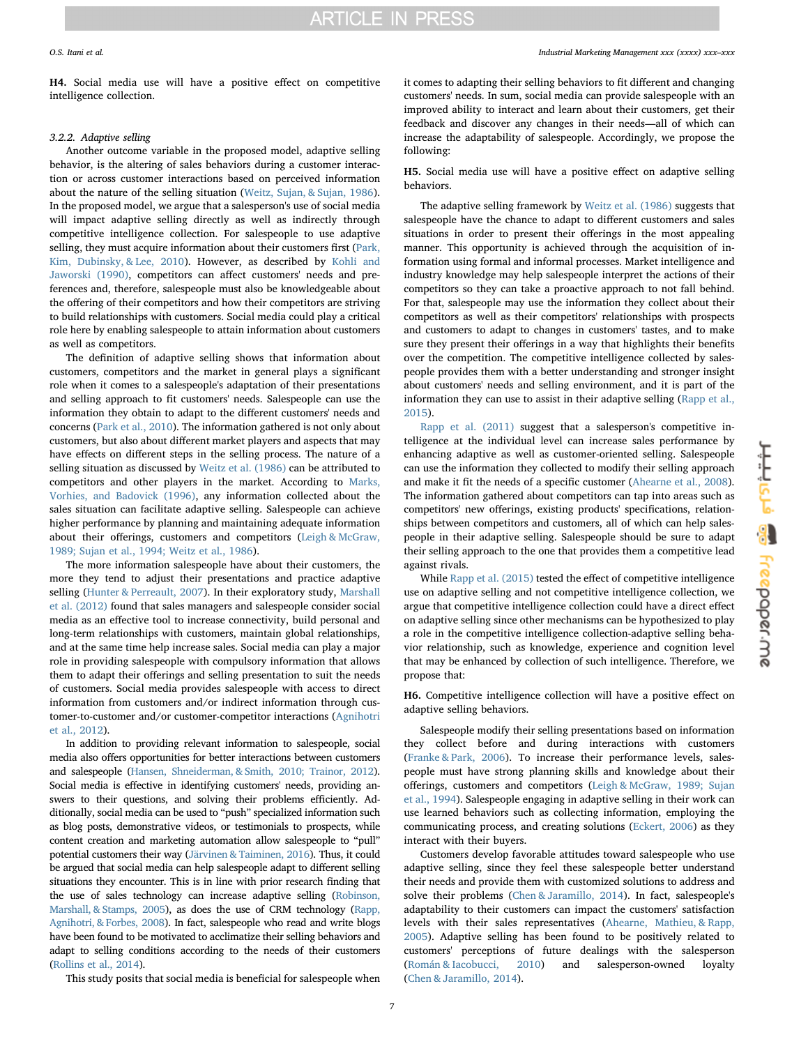**H4.** Social media use will have a positive effect on competitive intelligence collection.

### 3.2.2. Adaptive selling

Another outcome variable in the proposed model, adaptive selling behavior, is the altering of sales behaviors during a customer interaction or across customer interactions based on perceived information about the nature of the selling situation (Weitz, Sujan, & Sujan, 1986). In the proposed model, we argue that a salesperson's use of social media will impact adaptive selling directly as well as indirectly through competitive intelligence collection. For salespeople to use adaptive selling, they must acquire information about their customers first (Park, Kim, Dubinsky, & Lee, 2010). However, as described by Kohli and Jaworski (1990), competitors can affect customers' needs and preferences and, therefore, salespeople must also be knowledgeable about the offering of their competitors and how their competitors are striving to build relationships with customers. Social media could play a critical role here by enabling salespeople to attain information about customers as well as competitors.

The definition of adaptive selling shows that information about customers, competitors and the market in general plays a significant role when it comes to a salespeople's adaptation of their presentations and selling approach to fit customers' needs. Salespeople can use the information they obtain to adapt to the different customers' needs and concerns (Park et al., 2010). The information gathered is not only about customers, but also about different market players and aspects that may have effects on different steps in the selling process. The nature of a selling situation as discussed by Weitz et al. (1986) can be attributed to competitors and other players in the market. According to Marks, Vorhies, and Badovick (1996), any information collected about the sales situation can facilitate adaptive selling. Salespeople can achieve higher performance by planning and maintaining adequate information about their offerings, customers and competitors (Leigh & McGraw, 1989; Sujan et al., 1994; Weitz et al., 1986).

The more information salespeople have about their customers, the more they tend to adjust their presentations and practice adaptive selling (Hunter & Perreault, 2007). In their exploratory study, Marshall et al. (2012) found that sales managers and salespeople consider social media as an effective tool to increase connectivity, build personal and long-term relationships with customers, maintain global relationships, and at the same time help increase sales. Social media can play a major role in providing salespeople with compulsory information that allows them to adapt their offerings and selling presentation to suit the needs of customers. Social media provides salespeople with access to direct information from customers and/or indirect information through customer-to-customer and/or customer-competitor interactions (Agnihotri et al., 2012).

In addition to providing relevant information to salespeople, social media also offers opportunities for better interactions between customers and salespeople (Hansen, Shneiderman, & Smith, 2010; Trainor, 2012). Social media is effective in identifying customers' needs, providing answers to their questions, and solving their problems efficiently. Additionally, social media can be used to "push" specialized information such as blog posts, demonstrative videos, or testimonials to prospects, while content creation and marketing automation allow salespeople to "pull" potential customers their way (Järvinen & Taiminen, 2016). Thus, it could be argued that social media can help salespeople adapt to different selling situations they encounter. This is in line with prior research finding that the use of sales technology can increase adaptive selling (Robinson, Marshall, & Stamps, 2005), as does the use of CRM technology (Rapp, Agnihotri, & Forbes, 2008). In fact, salespeople who read and write blogs have been found to be motivated to acclimatize their selling behaviors and adapt to selling conditions according to the needs of their customers (Rollins et al., 2014).

This study posits that social media is beneficial for salespeople when it comes to adapting their selling behaviors to fit different and changing customers' needs. In sum, social media can provide salespeople with an improved ability to interact and learn about their customers, get their feedback and discover any changes in their needs—all of which can increase the adaptability of salespeople. Accordingly, we propose the following:

**H5.** Social media use will have a positive effect on adaptive selling behaviors.

The adaptive selling framework by Weitz et al. (1986) suggests that salespeople have the chance to adapt to different customers and sales situations in order to present their offerings in the most appealing manner. This opportunity is achieved through the acquisition of information using formal and informal processes. Market intelligence and industry knowledge may help salespeople interpret the actions of their competitors so they can take a proactive approach to not fall behind. For that, salespeople may use the information they collect about their competitors as well as their competitors' relationships with prospects and customers to adapt to changes in customers' tastes, and to make sure they present their offerings in a way that highlights their benefits over the competition. The competitive intelligence collected by salespeople provides them with a better understanding and stronger insight about customers' needs and selling environment, and it is part of the information they can use to assist in their adaptive selling (Rapp et al., 2015).

Rapp et al. (2011) suggest that a salesperson's competitive intelligence at the individual level can increase sales performance by enhancing adaptive as well as customer-oriented selling. Salespeople can use the information they collected to modify their selling approach and make it fit the needs of a specific customer (Ahearne et al., 2008). The information gathered about competitors can tap into areas such as competitors' new offerings, existing products' specifications, relationships between competitors and customers, all of which can help salespeople in their adaptive selling. Salespeople should be sure to adapt their selling approach to the one that provides them a competitive lead against rivals.

While Rapp et al. (2015) tested the effect of competitive intelligence use on adaptive selling and not competitive intelligence collection, we argue that competitive intelligence collection could have a direct effect on adaptive selling since other mechanisms can be hypothesized to play a role in the competitive intelligence collection-adaptive selling behavior relationship, such as knowledge, experience and cognition level that may be enhanced by collection of such intelligence. Therefore, we propose that:

**H6.** Competitive intelligence collection will have a positive effect on adaptive selling behaviors.

Salespeople modify their selling presentations based on information they collect before and during interactions with customers (Franke & Park, 2006). To increase their performance levels, salespeople must have strong planning skills and knowledge about their offerings, customers and competitors (Leigh & McGraw, 1989; Sujan et al., 1994). Salespeople engaging in adaptive selling in their work can use learned behaviors such as collecting information, employing the communicating process, and creating solutions (Eckert, 2006) as they interact with their buyers.

Customers develop favorable attitudes toward salespeople who use adaptive selling, since they feel these salespeople better understand their needs and provide them with customized solutions to address and solve their problems (Chen & Jaramillo, 2014). In fact, salespeople's adaptability to their customers can impact the customers' satisfaction levels with their sales representatives (Ahearne, Mathieu, & Rapp, 2005). Adaptive selling has been found to be positively related to customers' perceptions of future dealings with the salesperson (Román & Iacobucci, 2010) and salesperson-owned loyalty (Chen & Jaramillo, 2014).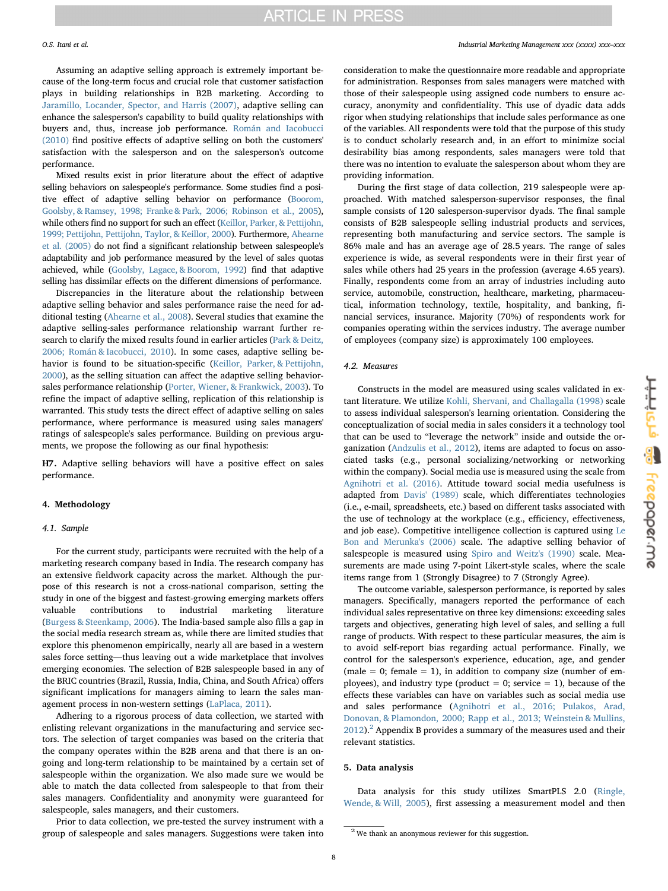Assuming an adaptive selling approach is extremely important because of the long-term focus and crucial role that customer satisfaction plays in building relationships in B2B marketing. According to Jaramillo, Locander, Spector, and Harris (2007), adaptive selling can enhance the salesperson's capability to build quality relationships with buyers and, thus, increase job performance. Román and Iacobucci (2010) find positive effects of adaptive selling on both the customers' satisfaction with the salesperson and on the salesperson's outcome performance.

Mixed results exist in prior literature about the effect of adaptive selling behaviors on salespeople's performance. Some studies find a positive effect of adaptive selling behavior on performance (Boorom, Goolsby, & Ramsey, 1998; Franke & Park, 2006; Robinson et al., 2005), while others find no support for such an effect (Keillor, Parker, & Pettijohn, 1999; Pettijohn, Pettijohn, Taylor, & Keillor, 2000). Furthermore, Ahearne et al. (2005) do not find a significant relationship between salespeople's adaptability and job performance measured by the level of sales quotas achieved, while (Goolsby, Lagace, & Boorom, 1992) find that adaptive selling has dissimilar effects on the different dimensions of performance.

Discrepancies in the literature about the relationship between adaptive selling behavior and sales performance raise the need for additional testing (Ahearne et al., 2008). Several studies that examine the adaptive selling-sales performance relationship warrant further research to clarify the mixed results found in earlier articles (Park & Deitz, 2006; Román & Iacobucci, 2010). In some cases, adaptive selling behavior is found to be situation-specific (Keillor, Parker, & Pettijohn, 2000), as the selling situation can affect the adaptive selling behavior-sales performance relationship (Porter, Wiener, & Frankwick, 2003). To refine the impact of adaptive selling, replication of this relationship is warranted. This study tests the direct effect of adaptive selling on sales performance, where performance is measured using sales managers' ratings of salespeople's sales performance. Building on previous arguments, we propose the following as our final hypothesis:

**H7.** Adaptive selling behaviors will have a positive effect on sales performance.

## 4. Methodology

### 4.1. Sample

For the current study, participants were recruited with the help of a marketing research company based in India. The research company has an extensive fieldwork capacity across the market. Although the purpose of this research is not a cross-national comparison, setting the study in one of the biggest and fastest-growing emerging markets offers valuable contributions to industrial marketing literature (Burgess & Steenkamp, 2006). The India-based sample also fills a gap in the social media research stream as, while there are limited studies that explore this phenomenon empirically, nearly all are based in a western sales force setting—thus leaving out a wide marketplace that involves emerging economies. The selection of B2B salespeople based in any of the BRIC countries (Brazil, Russia, India, China, and South Africa) offers significant implications for managers aiming to learn the sales management process in non-western settings (LaPlaca, 2011).

Adhering to a rigorous process of data collection, we started with enlisting relevant organizations in the manufacturing and service sectors. The selection of target companies was based on the criteria that the company operates within the B2B arena and that there is an ongoing and long-term relationship to be maintained by a certain set of salespeople within the organization. We also made sure we would be able to match the data collected from salespeople to that from their sales managers. Confidentiality and anonymity were guaranteed for salespeople, sales managers, and their customers.

Prior to data collection, we pre-tested the survey instrument with a group of salespeople and sales managers. Suggestions were taken into consideration to make the questionnaire more readable and appropriate for administration. Responses from sales managers were matched with those of their salespeople using assigned code numbers to ensure accuracy, anonymity and confidentiality. This use of dyadic data adds rigor when studying relationships that include sales performance as one of the variables. All respondents were told that the purpose of this study is to conduct scholarly research and, in an effort to minimize social desirability bias among respondents, sales managers were told that there was no intention to evaluate the salesperson about whom they are providing information.

During the first stage of data collection, 219 salespeople were approached. With matched salesperson-supervisor responses, the final sample consists of 120 salesperson-supervisor dyads. The final sample consists of B2B salespeople selling industrial products and services, representing both manufacturing and service sectors. The sample is 86% male and has an average age of 28.5 years. The range of sales experience is wide, as several respondents were in their first year of sales while others had 25 years in the profession (average 4.65 years). Finally, respondents come from an array of industries including auto service, automobile, construction, healthcare, marketing, pharmaceutical, information technology, textile, hospitality, and banking, financial services, insurance. Majority (70%) of respondents work for companies operating within the services industry. The average number of employees (company size) is approximately 100 employees.

### 4.2. Measures

Constructs in the model are measured using scales validated in extant literature. We utilize Kohli, Shervani, and Challagalla (1998) scale to assess individual salesperson's learning orientation. Considering the conceptualization of social media in sales considers it a technology tool that can be used to "leverage the network" inside and outside the organization (Andzulis et al., 2012), items are adapted to focus on associated tasks (e.g., personal socializing/networking or networking within the company). Social media use is measured using the scale from Agnihotri et al. (2016). Attitude toward social media usefulness is adapted from Davis' (1989) scale, which differentiates technologies (i.e., e-mail, spreadsheets, etc.) based on different tasks associated with the use of technology at the workplace (e.g., efficiency, effectiveness, and job ease). Competitive intelligence collection is captured using Le Bon and Merunka's (2006) scale. The adaptive selling behavior of salespeople is measured using Spiro and Weitz's (1990) scale. Measurements are made using 7-point Likert-style scales, where the scale items range from 1 (Strongly Disagree) to 7 (Strongly Agree).

The outcome variable, salesperson performance, is reported by sales managers. Specifically, managers reported the performance of each individual sales representative on three key dimensions: exceeding sales targets and objectives, generating high level of sales, and selling a full range of products. With respect to these particular measures, the aim is to avoid self-report bias regarding actual performance. Finally, we control for the salesperson's experience, education, age, and gender (male = 0; female = 1), in addition to company size (number of employees), and industry type (product = 0; service = 1), because of the effects these variables can have on variables such as social media use and sales performance (Agnihotri et al., 2016; Pulakos, Arad, Donovan, & Plamondon, 2000; Rapp et al., 2013; Weinstein & Mullins, 2012).[2] Appendix B provides a summary of the measures used and their relevant statistics.

## 5. Data analysis

Data analysis for this study utilizes SmartPLS 2.0 (Ringle, Wende, & Will, 2005), first assessing a measurement model and then

[2] We thank an anonymous reviewer for this suggestion.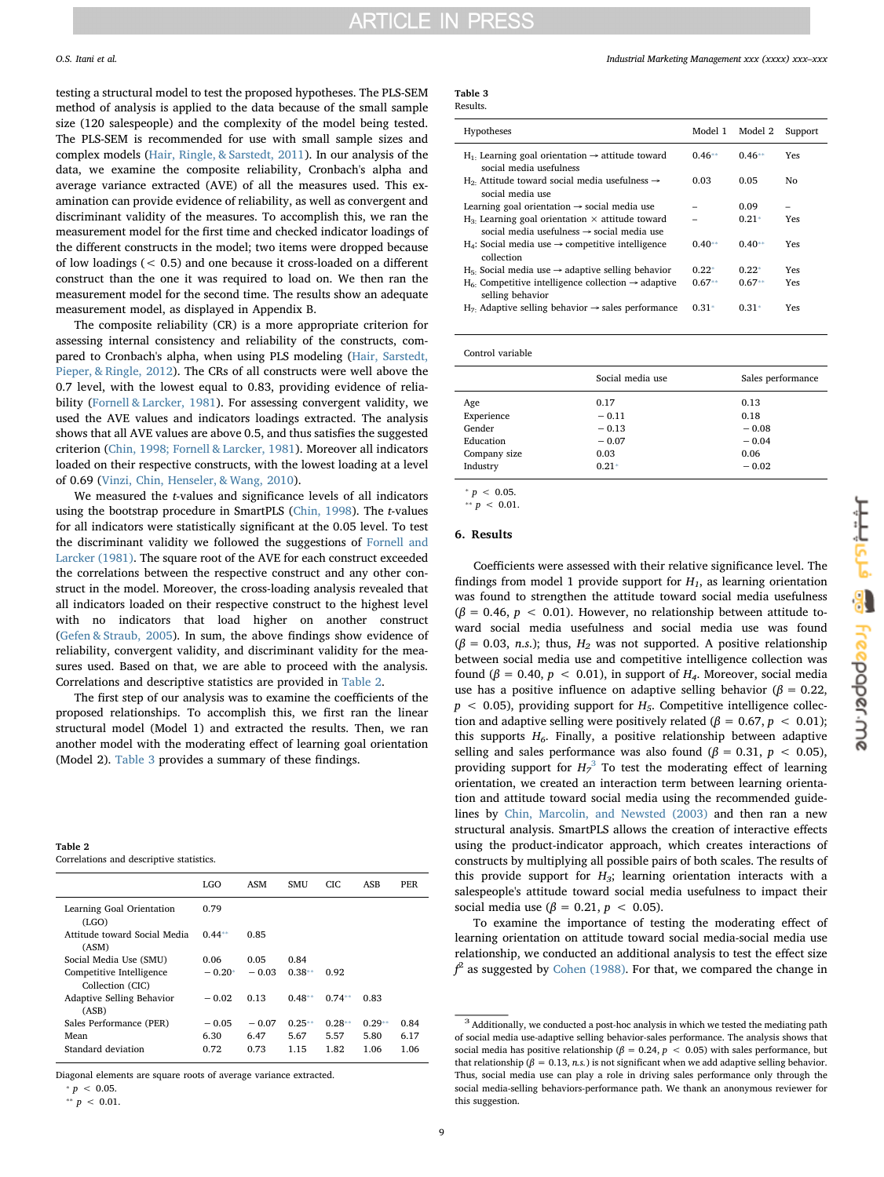testing a structural model to test the proposed hypotheses. The PLS-SEM method of analysis is applied to the data because of the small sample size (120 salespeople) and the complexity of the model being tested. The PLS-SEM is recommended for use with small sample sizes and complex models (Hair, Ringle, & Sarstedt, 2011). In our analysis of the data, we examine the composite reliability, Cronbach's alpha and average variance extracted (AVE) of all the measures used. This examination can provide evidence of reliability, as well as convergent and discriminant validity of the measures. To accomplish this, we ran the measurement model for the first time and checked indicator loadings of the different constructs in the model; two items were dropped because of low loadings (< 0.5) and one because it cross-loaded on a different construct than the one it was required to load on. We then ran the measurement model for the second time. The results show an adequate measurement model, as displayed in Appendix B.

The composite reliability (CR) is a more appropriate criterion for assessing internal consistency and reliability of the constructs, compared to Cronbach's alpha, when using PLS modeling (Hair, Sarstedt, Pieper, & Ringle, 2012). The CRs of all constructs were well above the 0.7 level, with the lowest equal to 0.83, providing evidence of reliability (Fornell & Larcker, 1981). For assessing convergent validity, we used the AVE values and indicators loadings extracted. The analysis shows that all AVE values are above 0.5, and thus satisfies the suggested criterion (Chin, 1998; Fornell & Larcker, 1981). Moreover all indicators loaded on their respective constructs, with the lowest loading at a level of 0.69 (Vinzi, Chin, Henseler, & Wang, 2010).

We measured the *t*-values and significance levels of all indicators using the bootstrap procedure in SmartPLS (Chin, 1998). The *t*-values for all indicators were statistically significant at the 0.05 level. To test the discriminant validity we followed the suggestions of Fornell and Larcker (1981). The square root of the AVE for each construct exceeded the correlations between the respective construct and any other construct in the model. Moreover, the cross-loading analysis revealed that all indicators loaded on their respective construct to the highest level with no indicators that load higher on another construct (Gefen & Straub, 2005). In sum, the above findings show evidence of reliability, convergent validity, and discriminant validity for the measures used. Based on that, we are able to proceed with the analysis. Correlations and descriptive statistics are provided in Table 2.

The first step of our analysis was to examine the coefficients of the proposed relationships. To accomplish this, we first ran the linear structural model (Model 1) and extracted the results. Then, we ran another model with the moderating effect of learning goal orientation (Model 2). Table 3 provides a summary of these findings.

**Table 2**
Correlations and descriptive statistics.

| | LGO | ASM | SMU | CIC | ASB | PER |
|---|---|---|---|---|---|---|
| Learning Goal Orientation (LGO) | 0.79 | | | | | |
| Attitude toward Social Media (ASM) | 0.44** | 0.85 | | | | |
| Social Media Use (SMU) | 0.06 | 0.05 | 0.84 | | | |
| Competitive Intelligence Collection (CIC) | −0.20* | −0.03 | 0.38** | 0.92 | | |
| Adaptive Selling Behavior (ASB) | −0.02 | 0.13 | 0.48** | 0.74** | 0.83 | |
| Sales Performance (PER) | −0.05 | −0.07 | 0.25** | 0.28** | 0.29** | 0.84 |
| Mean | 6.30 | 6.47 | 5.67 | 5.57 | 5.80 | 6.17 |
| Standard deviation | 0.72 | 0.73 | 1.15 | 1.82 | 1.06 | 1.06 |

Diagonal elements are square roots of average variance extracted.
* $p < 0.05$.
** $p < 0.01$.

**Table 3**
Results.

| Hypotheses | Model 1 | Model 2 | Support |
|---|---|---|---|
| $H_1$. Learning goal orientation → attitude toward social media usefulness | 0.46** | 0.46** | Yes |
| $H_2$. Attitude toward social media usefulness → social media use | 0.03 | 0.05 | No |
| Learning goal orientation → social media use | – | 0.09 | – |
| $H_3$. Learning goal orientation × attitude toward social media usefulness → social media use | – | 0.21* | Yes |
| $H_4$: Social media use → competitive intelligence collection | 0.40** | 0.40** | Yes |
| $H_5$. Social media use → adaptive selling behavior | 0.22* | 0.22* | Yes |
| $H_6$. Competitive intelligence collection → adaptive selling behavior | 0.67** | 0.67** | Yes |
| $H_7$. Adaptive selling behavior → sales performance | 0.31* | 0.31* | Yes |

Control variable

| | Social media use | Sales performance |
|---|---|---|
| Age | 0.17 | 0.13 |
| Experience | −0.11 | 0.18 |
| Gender | −0.13 | −0.08 |
| Education | −0.07 | −0.04 |
| Company size | 0.03 | 0.06 |
| Industry | 0.21* | −0.02 |

* $p < 0.05$.
** $p < 0.01$.

## 6. Results

Coefficients were assessed with their relative significance level. The findings from model 1 provide support for $H_1$, as learning orientation was found to strengthen the attitude toward social media usefulness ($\beta = 0.46$, $p < 0.01$). However, no relationship between attitude toward social media usefulness and social media use was found ($\beta = 0.03$, *n.s.*); thus, $H_2$ was not supported. A positive relationship between social media use and competitive intelligence collection was found ($\beta = 0.40$, $p < 0.01$), in support of $H_4$. Moreover, social media use has a positive influence on adaptive selling behavior ($\beta = 0.22$, $p < 0.05$), providing support for $H_5$. Competitive intelligence collection and adaptive selling were positively related ($\beta = 0.67$, $p < 0.01$); this supports $H_6$. Finally, a positive relationship between adaptive selling and sales performance was also found ($\beta = 0.31$, $p < 0.05$), providing support for $H_7$[3] To test the moderating effect of learning orientation, we created an interaction term between learning orientation and attitude toward social media using the recommended guidelines by Chin, Marcolin, and Newsted (2003) and then ran a new structural analysis. SmartPLS allows the creation of interactive effects using the product-indicator approach, which creates interactions of constructs by multiplying all possible pairs of both scales. The results of this provide support for $H_3$; learning orientation interacts with a salespeople's attitude toward social media usefulness to impact their social media use ($\beta = 0.21$, $p < 0.05$).

To examine the importance of testing the moderating effect of learning orientation on attitude toward social media-social media use relationship, we conducted an additional analysis to test the effect size $f^2$ as suggested by Cohen (1988). For that, we compared the change in

[3] Additionally, we conducted a post-hoc analysis in which we tested the mediating path of social media use-adaptive selling behavior-sales performance. The analysis shows that social media has positive relationship ($\beta = 0.24$, $p < 0.05$) with sales performance, but that relationship ($\beta = 0.13$, *n.s.*) is not significant when we add adaptive selling behavior. Thus, social media use can play a role in driving sales performance only through the social media-selling behaviors-performance path. We thank an anonymous reviewer for this suggestion.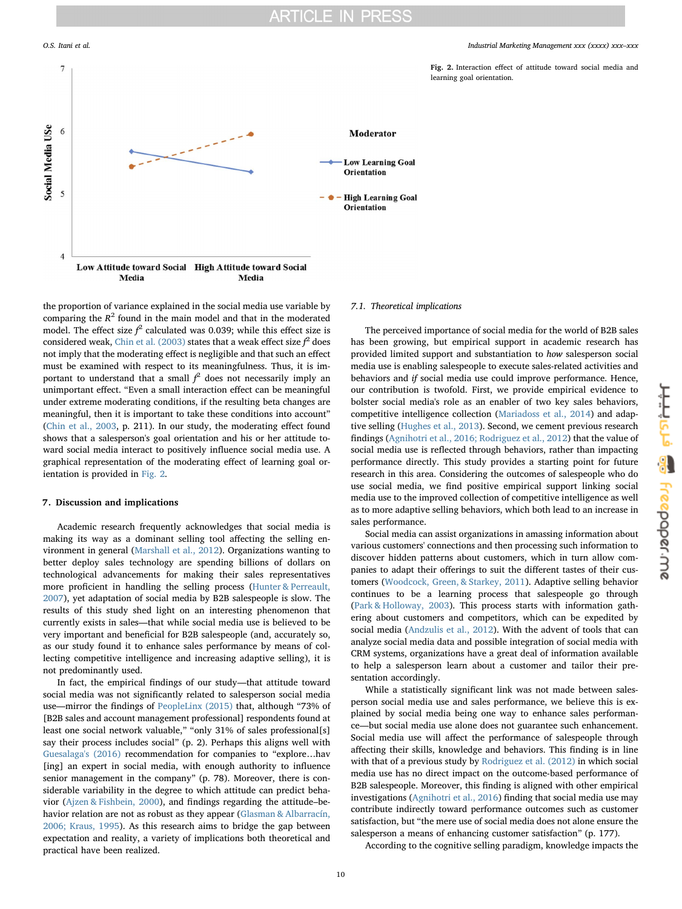Fig. 2. Interaction effect of attitude toward social media and learning goal orientation.

the proportion of variance explained in the social media use variable by comparing the $R^2$ found in the main model and that in the moderated model. The effect size $f^2$ calculated was 0.039; while this effect size is considered weak, Chin et al. (2003) states that a weak effect size $f^2$ does not imply that the moderating effect is negligible and that such an effect must be examined with respect to its meaningfulness. Thus, it is important to understand that a small $f^2$ does not necessarily imply an unimportant effect. "Even a small interaction effect can be meaningful under extreme moderating conditions, if the resulting beta changes are meaningful, then it is important to take these conditions into account" (Chin et al., 2003, p. 211). In our study, the moderating effect found shows that a salesperson's goal orientation and his or her attitude toward social media interact to positively influence social media use. A graphical representation of the moderating effect of learning goal orientation is provided in Fig. 2.

## 7. Discussion and implications

Academic research frequently acknowledges that social media is making its way as a dominant selling tool affecting the selling environment in general (Marshall et al., 2012). Organizations wanting to better deploy sales technology are spending billions of dollars on technological advancements for making their sales representatives more proficient in handling the selling process (Hunter & Perreault, 2007), yet adaptation of social media by B2B salespeople is slow. The results of this study shed light on an interesting phenomenon that currently exists in sales—that while social media use is believed to be very important and beneficial for B2B salespeople (and, accurately so, as our study found it to enhance sales performance by means of collecting competitive intelligence and increasing adaptive selling), it is not predominantly used.

In fact, the empirical findings of our study—that attitude toward social media was not significantly related to salesperson social media use—mirror the findings of PeopleLinx (2015) that, although "73% of [B2B sales and account management professional] respondents found at least one social network valuable," "only 31% of sales professional[s] say their process includes social" (p. 2). Perhaps this aligns well with Guesalaga's (2016) recommendation for companies to "explore…hav[ing] an expert in social media, with enough authority to influence senior management in the company" (p. 78). Moreover, there is considerable variability in the degree to which attitude can predict behavior (Ajzen & Fishbein, 2000), and findings regarding the attitude–behavior relation are not as robust as they appear (Glasman & Albarracín, 2006; Kraus, 1995). As this research aims to bridge the gap between expectation and reality, a variety of implications both theoretical and practical have been realized.

### 7.1. Theoretical implications

The perceived importance of social media for the world of B2B sales has been growing, but empirical support in academic research has provided limited support and substantiation to *how* salesperson social media use is enabling salespeople to execute sales-related activities and behaviors and *if* social media use could improve performance. Hence, our contribution is twofold. First, we provide empirical evidence to bolster social media's role as an enabler of two key sales behaviors, competitive intelligence collection (Mariadoss et al., 2014) and adaptive selling (Hughes et al., 2013). Second, we cement previous research findings (Agnihotri et al., 2016; Rodriguez et al., 2012) that the value of social media use is reflected through behaviors, rather than impacting performance directly. This study provides a starting point for future research in this area. Considering the outcomes of salespeople who do use social media, we find positive empirical support linking social media use to the improved collection of competitive intelligence as well as to more adaptive selling behaviors, which both lead to an increase in sales performance.

Social media can assist organizations in amassing information about various customers' connections and then processing such information to discover hidden patterns about customers, which in turn allow companies to adapt their offerings to suit the different tastes of their customers (Woodcock, Green, & Starkey, 2011). Adaptive selling behavior continues to be a learning process that salespeople go through (Park & Holloway, 2003). This process starts with information gathering about customers and competitors, which can be expedited by social media (Andzulis et al., 2012). With the advent of tools that can analyze social media data and possible integration of social media with CRM systems, organizations have a great deal of information available to help a salesperson learn about a customer and tailor their presentation accordingly.

While a statistically significant link was not made between salesperson social media use and sales performance, we believe this is explained by social media being one way to enhance sales performance—but social media use alone does not guarantee such enhancement. Social media use will affect the performance of salespeople through affecting their skills, knowledge and behaviors. This finding is in line with that of a previous study by Rodriguez et al. (2012) in which social media use has no direct impact on the outcome-based performance of B2B salespeople. Moreover, this finding is aligned with other empirical investigations (Agnihotri et al., 2016) finding that social media use may contribute indirectly toward performance outcomes such as customer satisfaction, but "the mere use of social media does not alone ensure the salesperson a means of enhancing customer satisfaction" (p. 177).

According to the cognitive selling paradigm, knowledge impacts the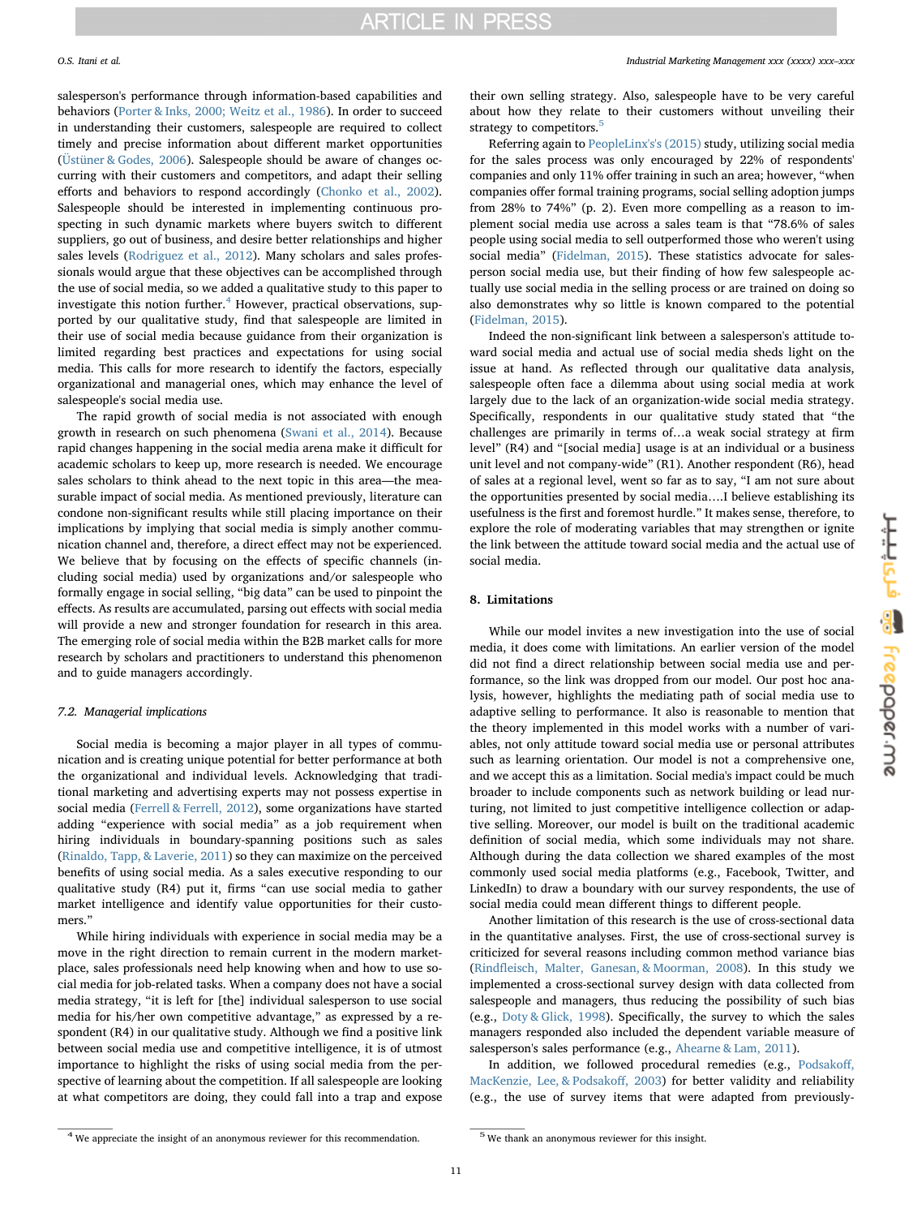salesperson's performance through information-based capabilities and behaviors (Porter & Inks, 2000; Weitz et al., 1986). In order to succeed in understanding their customers, salespeople are required to collect timely and precise information about different market opportunities (Üstüner & Godes, 2006). Salespeople should be aware of changes occurring with their customers and competitors, and adapt their selling efforts and behaviors to respond accordingly (Chonko et al., 2002). Salespeople should be interested in implementing continuous prospecting in such dynamic markets where buyers switch to different suppliers, go out of business, and desire better relationships and higher sales levels (Rodriguez et al., 2012). Many scholars and sales professionals would argue that these objectives can be accomplished through the use of social media, so we added a qualitative study to this paper to investigate this notion further.[4] However, practical observations, supported by our qualitative study, find that salespeople are limited in their use of social media because guidance from their organization is limited regarding best practices and expectations for using social media. This calls for more research to identify the factors, especially organizational and managerial ones, which may enhance the level of salespeople's social media use.

The rapid growth of social media is not associated with enough growth in research on such phenomena (Swani et al., 2014). Because rapid changes happening in the social media arena make it difficult for academic scholars to keep up, more research is needed. We encourage sales scholars to think ahead to the next topic in this area—the measurable impact of social media. As mentioned previously, literature can condone non-significant results while still placing importance on their implications by implying that social media is simply another communication channel and, therefore, a direct effect may not be experienced. We believe that by focusing on the effects of specific channels (including social media) used by organizations and/or salespeople who formally engage in social selling, "big data" can be used to pinpoint the effects. As results are accumulated, parsing out effects with social media will provide a new and stronger foundation for research in this area. The emerging role of social media within the B2B market calls for more research by scholars and practitioners to understand this phenomenon and to guide managers accordingly.

### 7.2. Managerial implications

Social media is becoming a major player in all types of communication and is creating unique potential for better performance at both the organizational and individual levels. Acknowledging that traditional marketing and advertising experts may not possess expertise in social media (Ferrell & Ferrell, 2012), some organizations have started adding "experience with social media" as a job requirement when hiring individuals in boundary-spanning positions such as sales (Rinaldo, Tapp, & Laverie, 2011) so they can maximize on the perceived benefits of using social media. As a sales executive responding to our qualitative study (R4) put it, firms "can use social media to gather market intelligence and identify value opportunities for their customers."

While hiring individuals with experience in social media may be a move in the right direction to remain current in the modern marketplace, sales professionals need help knowing when and how to use social media for job-related tasks. When a company does not have a social media strategy, "it is left for [the] individual salesperson to use social media for his/her own competitive advantage," as expressed by a respondent (R4) in our qualitative study. Although we find a positive link between social media use and competitive intelligence, it is of utmost importance to highlight the risks of using social media from the perspective of learning about the competition. If all salespeople are looking at what competitors are doing, they could fall into a trap and expose their own selling strategy. Also, salespeople have to be very careful about how they relate to their customers without unveiling their strategy to competitors.[5]

Referring again to PeopleLinx's's (2015) study, utilizing social media for the sales process was only encouraged by 22% of respondents' companies and only 11% offer training in such an area; however, "when companies offer formal training programs, social selling adoption jumps from 28% to 74%" (p. 2). Even more compelling as a reason to implement social media use across a sales team is that "78.6% of sales people using social media to sell outperformed those who weren't using social media" (Fidelman, 2015). These statistics advocate for salesperson social media use, but their finding of how few salespeople actually use social media in the selling process or are trained on doing so also demonstrates why so little is known compared to the potential (Fidelman, 2015).

Indeed the non-significant link between a salesperson's attitude toward social media and actual use of social media sheds light on the issue at hand. As reflected through our qualitative data analysis, salespeople often face a dilemma about using social media at work largely due to the lack of an organization-wide social media strategy. Specifically, respondents in our qualitative study stated that "the challenges are primarily in terms of…a weak social strategy at firm level" (R4) and "[social media] usage is at an individual or a business unit level and not company-wide" (R1). Another respondent (R6), head of sales at a regional level, went so far as to say, "I am not sure about the opportunities presented by social media….I believe establishing its usefulness is the first and foremost hurdle." It makes sense, therefore, to explore the role of moderating variables that may strengthen or ignite the link between the attitude toward social media and the actual use of social media.

## 8. Limitations

While our model invites a new investigation into the use of social media, it does come with limitations. An earlier version of the model did not find a direct relationship between social media use and performance, so the link was dropped from our model. Our post hoc analysis, however, highlights the mediating path of social media use to adaptive selling to performance. It also is reasonable to mention that the theory implemented in this model works with a number of variables, not only attitude toward social media use or personal attributes such as learning orientation. Our model is not a comprehensive one, and we accept this as a limitation. Social media's impact could be much broader to include components such as network building or lead nurturing, not limited to just competitive intelligence collection or adaptive selling. Moreover, our model is built on the traditional academic definition of social media, which some individuals may not share. Although during the data collection we shared examples of the most commonly used social media platforms (e.g., Facebook, Twitter, and LinkedIn) to draw a boundary with our survey respondents, the use of social media could mean different things to different people.

Another limitation of this research is the use of cross-sectional data in the quantitative analyses. First, the use of cross-sectional survey is criticized for several reasons including common method variance bias (Rindfleisch, Malter, Ganesan, & Moorman, 2008). In this study we implemented a cross-sectional survey design with data collected from salespeople and managers, thus reducing the possibility of such bias (e.g., Doty & Glick, 1998). Specifically, the survey to which the sales managers responded also included the dependent variable measure of salesperson's sales performance (e.g., Ahearne & Lam, 2011).

In addition, we followed procedural remedies (e.g., Podsakoff, MacKenzie, Lee, & Podsakoff, 2003) for better validity and reliability (e.g., the use of survey items that were adapted from previously-

[4] We appreciate the insight of an anonymous reviewer for this recommendation.

[5] We thank an anonymous reviewer for this insight.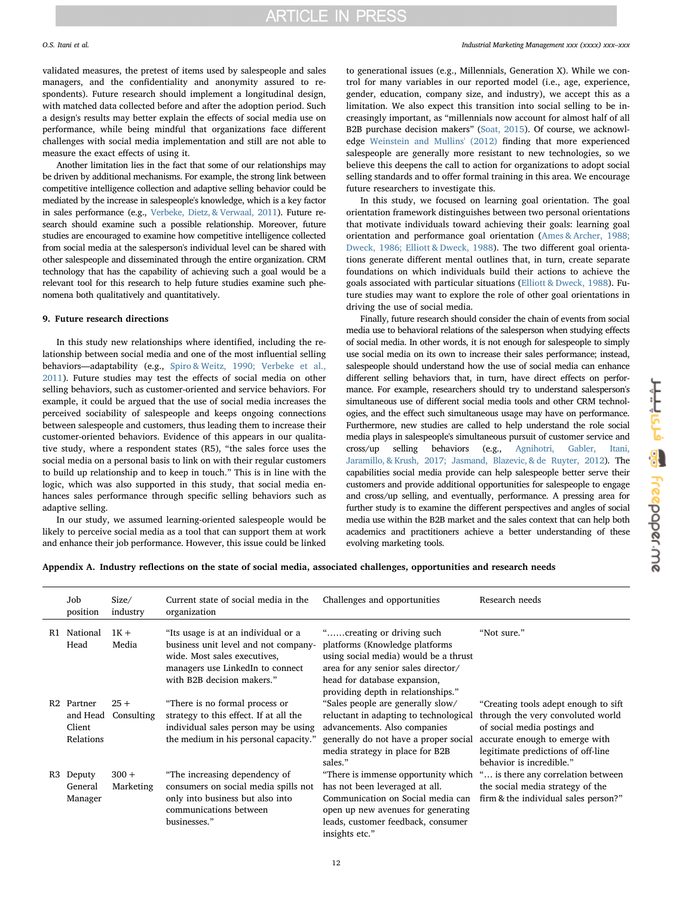validated measures, the pretest of items used by salespeople and sales managers, and the confidentiality and anonymity assured to respondents). Future research should implement a longitudinal design, with matched data collected before and after the adoption period. Such a design's results may better explain the effects of social media use on performance, while being mindful that organizations face different challenges with social media implementation and still are not able to measure the exact effects of using it.

Another limitation lies in the fact that some of our relationships may be driven by additional mechanisms. For example, the strong link between competitive intelligence collection and adaptive selling behavior could be mediated by the increase in salespeople's knowledge, which is a key factor in sales performance (e.g., Verbeke, Dietz, & Verwaal, 2011). Future research should examine such a possible relationship. Moreover, future studies are encouraged to examine how competitive intelligence collected from social media at the salesperson's individual level can be shared with other salespeople and disseminated through the entire organization. CRM technology that has the capability of achieving such a goal would be a relevant tool for this research to help future studies examine such phenomena both qualitatively and quantitatively.

## 9. Future research directions

In this study new relationships where identified, including the relationship between social media and one of the most influential selling behaviors—adaptability (e.g., Spiro & Weitz, 1990; Verbeke et al., 2011). Future studies may test the effects of social media on other selling behaviors, such as customer-oriented and service behaviors. For example, it could be argued that the use of social media increases the perceived sociability of salespeople and keeps ongoing connections between salespeople and customers, thus leading them to increase their customer-oriented behaviors. Evidence of this appears in our qualitative study, where a respondent states (R5), "the sales force uses the social media on a personal basis to link on with their regular customers to build up relationship and to keep in touch." This is in line with the logic, which was also supported in this study, that social media enhances sales performance through specific selling behaviors such as adaptive selling.

In our study, we assumed learning-oriented salespeople would be likely to perceive social media as a tool that can support them at work and enhance their job performance. However, this issue could be linked to generational issues (e.g., Millennials, Generation X). While we control for many variables in our reported model (i.e., age, experience, gender, education, company size, and industry), we accept this as a limitation. We also expect this transition into social selling to be increasingly important, as "millennials now account for almost half of all B2B purchase decision makers" (Soat, 2015). Of course, we acknowledge Weinstein and Mullins' (2012) finding that more experienced salespeople are generally more resistant to new technologies, so we believe this deepens the call to action for organizations to adopt social selling standards and to offer formal training in this area. We encourage future researchers to investigate this.

In this study, we focused on learning goal orientation. The goal orientation framework distinguishes between two personal orientations that motivate individuals toward achieving their goals: learning goal orientation and performance goal orientation (Ames & Archer, 1988; Dweck, 1986; Elliott & Dweck, 1988). The two different goal orientations generate different mental outlines that, in turn, create separate foundations on which individuals build their actions to achieve the goals associated with particular situations (Elliott & Dweck, 1988). Future studies may want to explore the role of other goal orientations in driving the use of social media.

Finally, future research should consider the chain of events from social media use to behavioral relations of the salesperson when studying effects of social media. In other words, it is not enough for salespeople to simply use social media on its own to increase their sales performance; instead, salespeople should understand how the use of social media can enhance different selling behaviors that, in turn, have direct effects on performance. For example, researchers should try to understand salesperson's simultaneous use of different social media tools and other CRM technologies, and the effect such simultaneous usage may have on performance. Furthermore, new studies are called to help understand the role social media plays in salespeople's simultaneous pursuit of customer service and cross/up selling behaviors (e.g., Agnihotri, Gabler, Itani, Jaramillo, & Krush, 2017; Jasmand, Blazevic, & de Ruyter, 2012). The capabilities social media provide can help salespeople better serve their customers and provide additional opportunities for salespeople to engage and cross/up selling, and eventually, performance. A pressing area for further study is to examine the different perspectives and angles of social media use within the B2B market and the sales context that can help both academics and practitioners achieve a better understanding of these evolving marketing tools.

## Appendix A. Industry reflections on the state of social media, associated challenges, opportunities and research needs

| | Job position | Size/ industry | Current state of social media in the organization | Challenges and opportunities | Research needs |
|---|---|---|---|---|---|
| R1 | National Head | 1K + Media | "Its usage is at an individual or a business unit level and not company-wide. Most sales executives, managers use LinkedIn to connect with B2B decision makers." | "……creating or driving such platforms (Knowledge platforms using social media) would be a thrust area for any senior sales director/ head for database expansion, providing depth in relationships." | "Not sure." |
| R2 | Partner and Head Client Relations | 25 + Consulting | "There is no formal process or strategy to this effect. If at all the individual sales person may be using the medium in his personal capacity." | "Sales people are generally slow/ reluctant in adapting to technological advancements. Also companies generally do not have a proper social media strategy in place for B2B sales." | "Creating tools adept enough to sift through the very convoluted world of social media postings and accurate enough to emerge with legitimate predictions of off-line behavior is incredible." |
| R3 | Deputy General Manager | 300 + Marketing | "The increasing dependency of consumers on social media spills not only into business but also into communications between businesses." | "There is immense opportunity which has not been leveraged at all. Communication on Social media can open up new avenues for generating leads, customer feedback, consumer insights etc." | "… is there any correlation between the social media strategy of the firm & the individual sales person?" |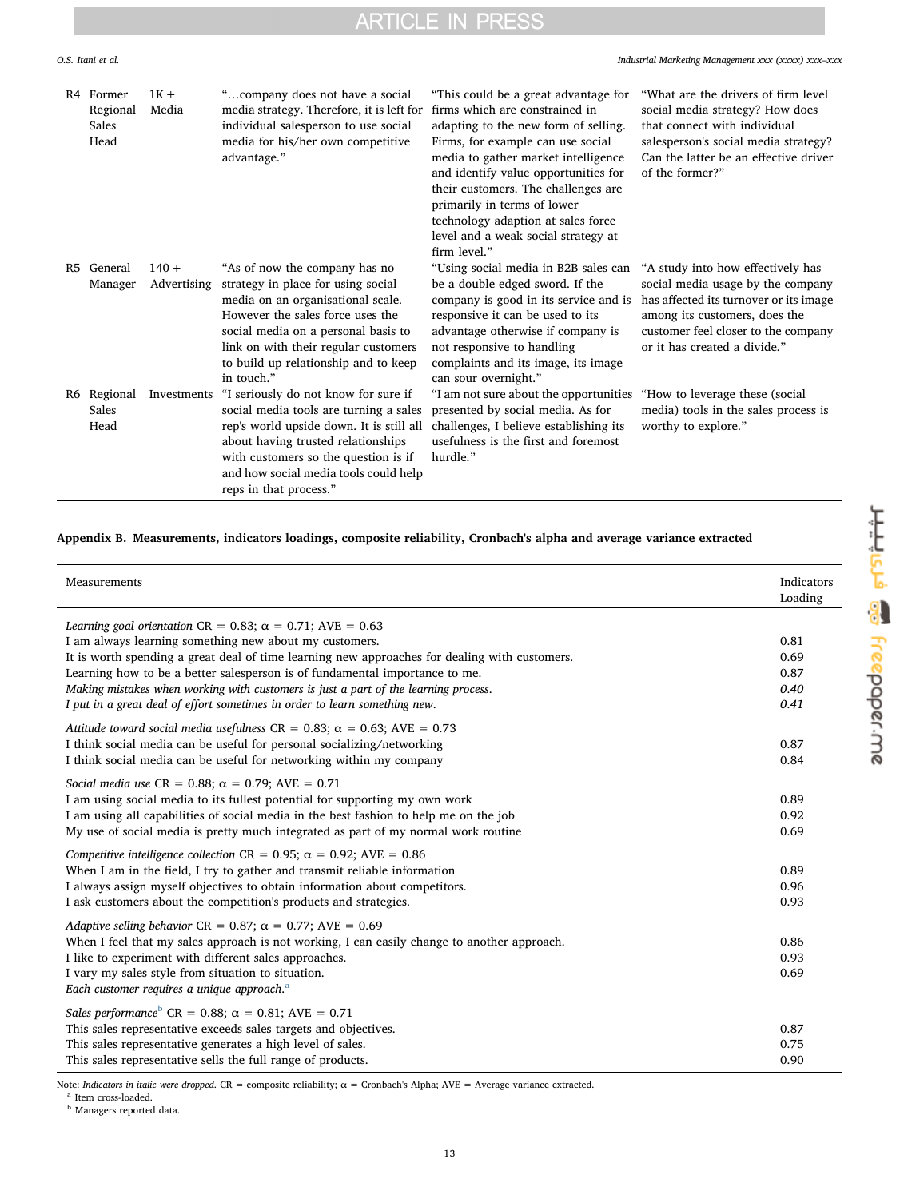| | | | | | |
|---|---|---|---|---|---|
| R4 | Former Regional Sales Head | 1K + Media | "…company does not have a social media strategy. Therefore, it is left for individual salesperson to use social media for his/her own competitive advantage." | "This could be a great advantage for firms which are constrained in adapting to the new form of selling. Firms, for example can use social media to gather market intelligence and identify value opportunities for their customers. The challenges are primarily in terms of lower technology adaption at sales force level and a weak social strategy at firm level." | "What are the drivers of firm level social media strategy? How does that connect with individual salesperson's social media strategy? Can the latter be an effective driver of the former?" |
| R5 | General Manager | 140 + Advertising | "As of now the company has no strategy in place for using social media on an organisational scale. However the sales force uses the social media on a personal basis to link on with their regular customers to build up relationship and to keep in touch." | "Using social media in B2B sales can be a double edged sword. If the company is good in its service and is responsive it can be used to its advantage otherwise if company is not responsive to handling complaints and its image, its image can sour overnight." | "A study into how effectively has social media usage by the company has affected its turnover or its image among its customers, does the customer feel closer to the company or it has created a divide." |
| R6 | Regional Sales Head | Investments | "I seriously do not know for sure if social media tools are turning a sales rep's world upside down. It is still all about having trusted relationships with customers so the question is if and how social media tools could help reps in that process." | "I am not sure about the opportunities presented by social media. As for challenges, I believe establishing its usefulness is the first and foremost hurdle." | "How to leverage these (social media) tools in the sales process is worthy to explore." |

## Appendix B. Measurements, indicators loadings, composite reliability, Cronbach's alpha and average variance extracted

| Measurements | Indicators Loading |
|---|---|
| *Learning goal orientation* CR = 0.83; α = 0.71; AVE = 0.63 | |
| I am always learning something new about my customers. | 0.81 |
| It is worth spending a great deal of time learning new approaches for dealing with customers. | 0.69 |
| Learning how to be a better salesperson is of fundamental importance to me. | 0.87 |
| *Making mistakes when working with customers is just a part of the learning process.* | *0.40* |
| *I put in a great deal of effort sometimes in order to learn something new.* | *0.41* |
| *Attitude toward social media usefulness* CR = 0.83; α = 0.63; AVE = 0.73 | |
| I think social media can be useful for personal socializing/networking | 0.87 |
| I think social media can be useful for networking within my company | 0.84 |
| *Social media use* CR = 0.88; α = 0.79; AVE = 0.71 | |
| I am using social media to its fullest potential for supporting my own work | 0.89 |
| I am using all capabilities of social media in the best fashion to help me on the job | 0.92 |
| My use of social media is pretty much integrated as part of my normal work routine | 0.69 |
| *Competitive intelligence collection* CR = 0.95; α = 0.92; AVE = 0.86 | |
| When I am in the field, I try to gather and transmit reliable information | 0.89 |
| I always assign myself objectives to obtain information about competitors. | 0.96 |
| I ask customers about the competition's products and strategies. | 0.93 |
| *Adaptive selling behavior* CR = 0.87; α = 0.77; AVE = 0.69 | |
| When I feel that my sales approach is not working, I can easily change to another approach. | 0.86 |
| I like to experiment with different sales approaches. | 0.93 |
| I vary my sales style from situation to situation. | 0.69 |
| *Each customer requires a unique approach.*[a] | |
| *Sales performance*[b] CR = 0.88; α = 0.81; AVE = 0.71 | |
| This sales representative exceeds sales targets and objectives. | 0.87 |
| This sales representative generates a high level of sales. | 0.75 |
| This sales representative sells the full range of products. | 0.90 |

Note: *Indicators in italic were dropped.* CR = composite reliability; α = Cronbach's Alpha; AVE = Average variance extracted.

[a] Item cross-loaded.

[b] Managers reported data.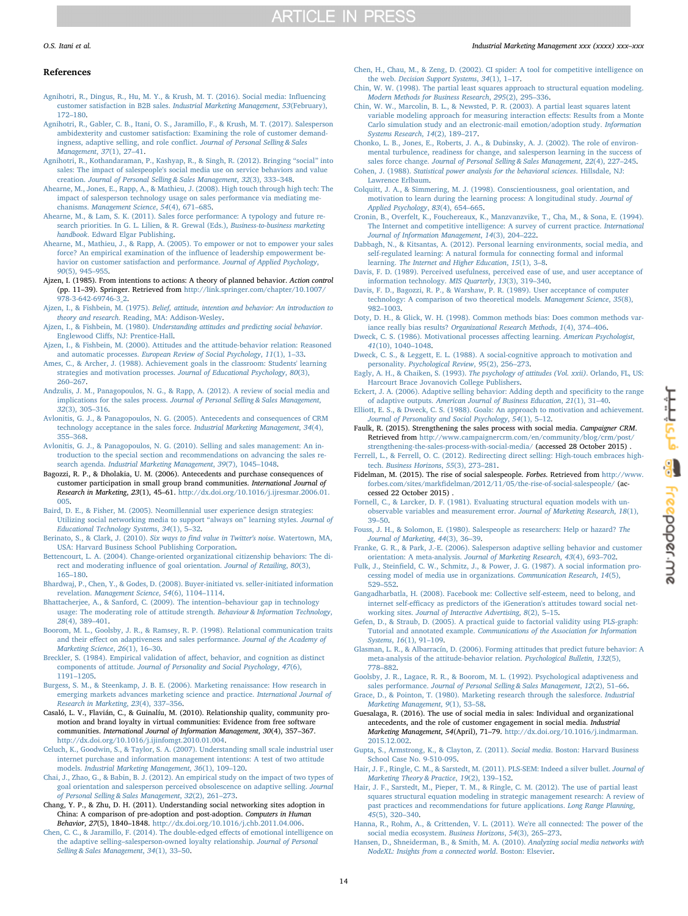## References

Agnihotri, R., Dingus, R., Hu, M. Y., & Krush, M. T. (2016). Social media: Influencing customer satisfaction in B2B sales. *Industrial Marketing Management, 53*(February), 172–180.

Agnihotri, R., Gabler, C. B., Itani, O. S., Jaramillo, F., & Krush, M. T. (2017). Salesperson ambidexterity and customer satisfaction: Examining the role of customer demandingness, adaptive selling, and role conflict. *Journal of Personal Selling & Sales Management, 37*(1), 27–41.

Agnihotri, R., Kothandaraman, P., Kashyap, R., & Singh, R. (2012). Bringing "social" into sales: The impact of salespeople's social media use on service behaviors and value creation. *Journal of Personal Selling & Sales Management, 32*(3), 333–348.

Ahearne, M., Jones, E., Rapp, A., & Mathieu, J. (2008). High touch through high tech: The impact of salesperson technology usage on sales performance via mediating mechanisms. *Management Science, 54*(4), 671–685.

Ahearne, M., & Lam, S. K. (2011). Sales force performance: A typology and future research priorities. In G. L. Lilien, & R. Grewal (Eds.), *Business-to-business marketing handbook*. Edward Elgar Publishing.

Ahearne, M., Mathieu, J., & Rapp, A. (2005). To empower or not to empower your sales force? An empirical examination of the influence of leadership empowerment behavior on customer satisfaction and performance. *Journal of Applied Psychology, 90*(5), 945–955.

Ajzen, I. (1985). From intentions to actions: A theory of planned behavior. *Action control* (pp. 11–39). Springer. Retrieved from http://link.springer.com/chapter/10.1007/978-3-642-69746-3_2.

Ajzen, I., & Fishbein, M. (1975). *Belief, attitude, intention and behavior: An introduction to theory and research*. Reading, MA: Addison-Wesley.

Ajzen, I., & Fishbein, M. (1980). *Understanding attitudes and predicting social behavior*. Englewood Cliffs, NJ: Prentice-Hall.

Ajzen, I., & Fishbein, M. (2000). Attitudes and the attitude-behavior relation: Reasoned and automatic processes. *European Review of Social Psychology, 11*(1), 1–33.

Ames, C., & Archer, J. (1988). Achievement goals in the classroom: Students' learning strategies and motivation processes. *Journal of Educational Psychology, 80*(3), 260–267.

Andzulis, J. M., Panagopoulos, N. G., & Rapp, A. (2012). A review of social media and implications for the sales process. *Journal of Personal Selling & Sales Management, 32*(3), 305–316.

Avlonitis, G. J., & Panagopoulos, N. G. (2005). Antecedents and consequences of CRM technology acceptance in the sales force. *Industrial Marketing Management, 34*(4), 355–368.

Avlonitis, G. J., & Panagopoulos, N. G. (2010). Selling and sales management: An introduction to the special section and recommendations on advancing the sales research agenda. *Industrial Marketing Management, 39*(7), 1045–1048.

Bagozzi, R. P., & Dholakia, U. M. (2006). Antecedents and purchase consequences of customer participation in small group brand communities. *International Journal of Research in Marketing, 23*(1), 45–61. http://dx.doi.org/10.1016/j.ijresmar.2006.01.005.

Baird, D. E., & Fisher, M. (2005). Neomillennial user experience design strategies: Utilizing social networking media to support "always on" learning styles. *Journal of Educational Technology Systems, 34*(1), 5–32.

Berinato, S., & Clark, J. (2010). *Six ways to find value in Twitter's noise*. Watertown, MA, USA: Harvard Business School Publishing Corporation.

Bettencourt, L. A. (2004). Change-oriented organizational citizenship behaviors: The direct and moderating influence of goal orientation. *Journal of Retailing, 80*(3), 165–180.

Bhardwaj, P., Chen, Y., & Godes, D. (2008). Buyer-initiated vs. seller-initiated information revelation. *Management Science, 54*(6), 1104–1114.

Bhattacherjee, A., & Sanford, C. (2009). The intention–behaviour gap in technology usage: The moderating role of attitude strength. *Behaviour & Information Technology, 28*(4), 389–401.

Boorom, M. L., Goolsby, J. R., & Ramsey, R. P. (1998). Relational communication traits and their effect on adaptiveness and sales performance. *Journal of the Academy of Marketing Science, 26*(1), 16–30.

Breckler, S. (1984). Empirical validation of affect, behavior, and cognition as distinct components of attitude. *Journal of Personality and Social Psychology, 47*(6), 1191–1205.

Burgess, S. M., & Steenkamp, J. B. E. (2006). Marketing renaissance: How research in emerging markets advances marketing science and practice. *International Journal of Research in Marketing, 23*(4), 337–356.

Casaló, L. V., Flavián, C., & Guinalíu, M. (2010). Relationship quality, community promotion and brand loyalty in virtual communities: Evidence from free software communities. *International Journal of Information Management, 30*(4), 357–367. http://dx.doi.org/10.1016/j.ijinfomgt.2010.01.004.

Celuch, K., Goodwin, S., & Taylor, S. A. (2007). Understanding small scale industrial user internet purchase and information management intentions: A test of two attitude models. *Industrial Marketing Management, 36*(1), 109–120.

Chai, J., Zhao, G., & Babin, B. J. (2012). An empirical study on the impact of two types of goal orientation and salesperson perceived obsolescence on adaptive selling. *Journal of Personal Selling & Sales Management, 32*(2), 261–273.

Chang, Y. P., & Zhu, D. H. (2011). Understanding social networking sites adoption in China: A comparison of pre-adoption and post-adoption. *Computers in Human Behavior, 27*(5), 1840–1848. http://dx.doi.org/10.1016/j.chb.2011.04.006.

Chen, C. C., & Jaramillo, F. (2014). The double-edged effects of emotional intelligence on the adaptive selling–salesperson-owned loyalty relationship. *Journal of Personal Selling & Sales Management, 34*(1), 33–50.

Chen, H., Chau, M., & Zeng, D. (2002). CI spider: A tool for competitive intelligence on the web. *Decision Support Systems, 34*(1), 1–17.

Chin, W. W. (1998). The partial least squares approach to structural equation modeling. *Modern Methods for Business Research, 295*(2), 295–336.

Chin, W. W., Marcolin, B. L., & Newsted, P. R. (2003). A partial least squares latent variable modeling approach for measuring interaction effects: Results from a Monte Carlo simulation study and an electronic-mail emotion/adoption study. *Information Systems Research, 14*(2), 189–217.

Chonko, L. B., Jones, E., Roberts, J. A., & Dubinsky, A. J. (2002). The role of environmental turbulence, readiness for change, and salesperson learning in the success of sales force change. *Journal of Personal Selling & Sales Management, 22*(4), 227–245.

Cohen, J. (1988). *Statistical power analysis for the behavioral sciences*. Hillsdale, NJ: Lawrence Erlbaum.

Colquitt, J. A., & Simmering, M. J. (1998). Conscientiousness, goal orientation, and motivation to learn during the learning process: A longitudinal study. *Journal of Applied Psychology, 83*(4), 654–665.

Cronin, B., Overfelt, K., Fouchereaux, K., Manzvanzvike, T., Cha, M., & Sona, E. (1994). The Internet and competitive intelligence: A survey of current practice. *International Journal of Information Management, 14*(3), 204–222.

Dabbagh, N., & Kitsantas, A. (2012). Personal learning environments, social media, and self-regulated learning: A natural formula for connecting formal and informal learning. *The Internet and Higher Education, 15*(1), 3–8.

Davis, F. D. (1989). Perceived usefulness, perceived ease of use, and user acceptance of information technology. *MIS Quarterly, 13*(3), 319–340.

Davis, F. D., Bagozzi, R. P., & Warshaw, P. R. (1989). User acceptance of computer technology: A comparison of two theoretical models. *Management Science, 35*(8), 982–1003.

Doty, D. H., & Glick, W. H. (1998). Common methods bias: Does common methods variance really bias results? *Organizational Research Methods, 1*(4), 374–406.

Dweck, C. S. (1986). Motivational processes affecting learning. *American Psychologist, 41*(10), 1040–1048.

Dweck, C. S., & Leggett, E. L. (1988). A social-cognitive approach to motivation and personality. *Psychological Review, 95*(2), 256–273.

Eagly, A. H., & Chaiken, S. (1993). *The psychology of attitudes (Vol. xxii)*. Orlando, FL, US: Harcourt Brace Jovanovich College Publishers.

Eckert, J. A. (2006). Adaptive selling behavior: Adding depth and specificity to the range of adaptive outputs. *American Journal of Business Education, 21*(1), 31–40.

Elliott, E. S., & Dweck, C. S. (1988). Goals: An approach to motivation and achievement. *Journal of Personality and Social Psychology, 54*(1), 5–12.

Faulk, R. (2015). Strengthening the sales process with social media. *Campaigner CRM*. Retrieved from http://www.campaignercrm.com/en/community/blog/crm/post/strengthening-the-sales-process-with-social-media/ (accessed 28 October 2015) .

Ferrell, L., & Ferrell, O. C. (2012). Redirecting direct selling: High-touch embraces high-tech. *Business Horizons, 55*(3), 273–281.

Fidelman, M. (2015). The rise of social salespeople. *Forbes*. Retrieved from http://www.forbes.com/sites/markfidelman/2012/11/05/the-rise-of-social-salespeople/ (accessed 22 October 2015) .

Fornell, C., & Larcker, D. F. (1981). Evaluating structural equation models with unobservable variables and measurement error. *Journal of Marketing Research, 18*(1), 39–50.

Fouss, J. H., & Solomon, E. (1980). Salespeople as researchers: Help or hazard? *The Journal of Marketing, 44*(3), 36–39.

Franke, G. R., & Park, J.-E. (2006). Salesperson adaptive selling behavior and customer orientation: A meta-analysis. *Journal of Marketing Research, 43*(4), 693–702.

Fulk, J., Steinfield, C. W., Schmitz, J., & Power, J. G. (1987). A social information processing model of media use in organizations. *Communication Research, 14*(5), 529–552.

Gangadharbatla, H. (2008). Facebook me: Collective self-esteem, need to belong, and internet self-efficacy as predictors of the iGeneration's attitudes toward social networking sites. *Journal of Interactive Advertising, 8*(2), 5–15.

Gefen, D., & Straub, D. (2005). A practical guide to factorial validity using PLS-graph: Tutorial and annotated example. *Communications of the Association for Information Systems, 16*(1), 91–109.

Glasman, L. R., & Albarracín, D. (2006). Forming attitudes that predict future behavior: A meta-analysis of the attitude-behavior relation. *Psychological Bulletin, 132*(5), 778–882.

Goolsby, J. R., Lagace, R. R., & Boorom, M. L. (1992). Psychological adaptiveness and sales performance. *Journal of Personal Selling & Sales Management, 12*(2), 51–66.

Grace, D., & Pointon, T. (1980). Marketing research through the salesforce. *Industrial Marketing Management, 9*(1), 53–58.

Guesalaga, R. (2016). The use of social media in sales: Individual and organizational antecedents, and the role of customer engagement in social media. *Industrial Marketing Management, 54*(April), 71–79. http://dx.doi.org/10.1016/j.indmarman.2015.12.002.

Gupta, S., Armstrong, K., & Clayton, Z. (2011). *Social media*. Boston: Harvard Business School Case No. 9-510-095.

Hair, J. F., Ringle, C. M., & Sarstedt, M. (2011). PLS-SEM: Indeed a silver bullet. *Journal of Marketing Theory & Practice, 19*(2), 139–152.

Hair, J. F., Sarstedt, M., Pieper, T. M., & Ringle, C. M. (2012). The use of partial least squares structural equation modeling in strategic management research: A review of past practices and recommendations for future applications. *Long Range Planning, 45*(5), 320–340.

Hanna, R., Rohm, A., & Crittenden, V. L. (2011). We're all connected: The power of the social media ecosystem. *Business Horizons, 54*(3), 265–273.

Hansen, D., Shneiderman, B., & Smith, M. A. (2010). *Analyzing social media networks with NodeXL: Insights from a connected world*. Boston: Elsevier.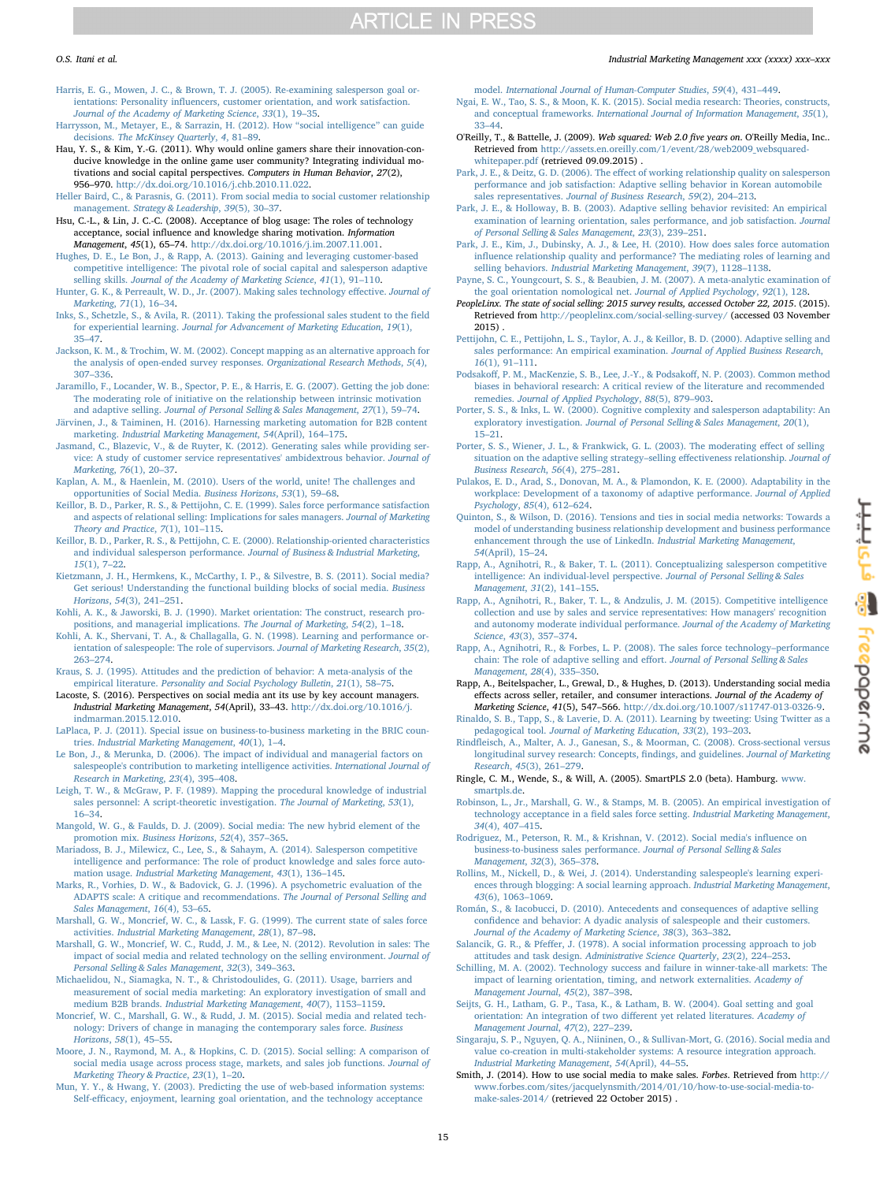Harris, E. G., Mowen, J. C., & Brown, T. J. (2005). Re-examining salesperson goal orientations: Personality influencers, customer orientation, and work satisfaction. *Journal of the Academy of Marketing Science, 33*(1), 19–35.

Harrysson, M., Metayer, E., & Sarrazin, H. (2012). How "social intelligence" can guide decisions. *The McKinsey Quarterly, 4*, 81–89.

Hau, Y. S., & Kim, Y.-G. (2011). Why would online gamers share their innovation-conducive knowledge in the online game user community? Integrating individual motivations and social capital perspectives. *Computers in Human Behavior, 27*(2), 956–970. http://dx.doi.org/10.1016/j.chb.2010.11.022.

Heller Baird, C., & Parasnis, G. (2011). From social media to social customer relationship management. *Strategy & Leadership, 39*(5), 30–37.

Hsu, C.-L., & Lin, J. C.-C. (2008). Acceptance of blog usage: The roles of technology acceptance, social influence and knowledge sharing motivation. *Information Management, 45*(1), 65–74. http://dx.doi.org/10.1016/j.im.2007.11.001.

Hughes, D. E., Le Bon, J., & Rapp, A. (2013). Gaining and leveraging customer-based competitive intelligence: The pivotal role of social capital and salesperson adaptive selling skills. *Journal of the Academy of Marketing Science, 41*(1), 91–110.

Hunter, G. K., & Perreault, W. D., Jr. (2007). Making sales technology effective. *Journal of Marketing, 71*(1), 16–34.

Inks, S., Schetzle, S., & Avila, R. (2011). Taking the professional sales student to the field for experiential learning. *Journal for Advancement of Marketing Education, 19*(1), 35–47.

Jackson, K. M., & Trochim, W. M. (2002). Concept mapping as an alternative approach for the analysis of open-ended survey responses. *Organizational Research Methods, 5*(4), 307–336.

Jaramillo, F., Locander, W. B., Spector, P. E., & Harris, E. G. (2007). Getting the job done: The moderating role of initiative on the relationship between intrinsic motivation and adaptive selling. *Journal of Personal Selling & Sales Management, 27*(1), 59–74.

Järvinen, J., & Taiminen, H. (2016). Harnessing marketing automation for B2B content marketing. *Industrial Marketing Management, 54*(April), 164–175.

Jasmand, C., Blazevic, V., & de Ruyter, K. (2012). Generating sales while providing service: A study of customer service representatives' ambidextrous behavior. *Journal of Marketing, 76*(1), 20–37.

Kaplan, A. M., & Haenlein, M. (2010). Users of the world, unite! The challenges and opportunities of Social Media. *Business Horizons, 53*(1), 59–68.

Keillor, B. D., Parker, R. S., & Pettijohn, C. E. (1999). Sales force performance satisfaction and aspects of relational selling: Implications for sales managers. *Journal of Marketing Theory and Practice, 7*(1), 101–115.

Keillor, B. D., Parker, R. S., & Pettijohn, C. E. (2000). Relationship-oriented characteristics and individual salesperson performance. *Journal of Business & Industrial Marketing, 15*(1), 7–22.

Kietzmann, J. H., Hermkens, K., McCarthy, I. P., & Silvestre, B. S. (2011). Social media? Get serious! Understanding the functional building blocks of social media. *Business Horizons, 54*(3), 241–251.

Kohli, A. K., & Jaworski, B. J. (1990). Market orientation: The construct, research propositions, and managerial implications. *The Journal of Marketing, 54*(2), 1–18.

Kohli, A. K., Shervani, T. A., & Challagalla, G. N. (1998). Learning and performance orientation of salespeople: The role of supervisors. *Journal of Marketing Research, 35*(2), 263–274.

Kraus, S. J. (1995). Attitudes and the prediction of behavior: A meta-analysis of the empirical literature. *Personality and Social Psychology Bulletin, 21*(1), 58–75.

Lacoste, S. (2016). Perspectives on social media ant its use by key account managers. *Industrial Marketing Management, 54*(April), 33–43. http://dx.doi.org/10.1016/j.indmarman.2015.12.010.

LaPlaca, P. J. (2011). Special issue on business-to-business marketing in the BRIC countries. *Industrial Marketing Management, 40*(1), 1–4.

Le Bon, J., & Merunka, D. (2006). The impact of individual and managerial factors on salespeople's contribution to marketing intelligence activities. *International Journal of Research in Marketing, 23*(4), 395–408.

Leigh, T. W., & McGraw, P. F. (1989). Mapping the procedural knowledge of industrial sales personnel: A script-theoretic investigation. *The Journal of Marketing, 53*(1), 16–34.

Mangold, W. G., & Faulds, D. J. (2009). Social media: The new hybrid element of the promotion mix. *Business Horizons, 52*(4), 357–365.

Mariadoss, B. J., Milewicz, C., Lee, S., & Sahaym, A. (2014). Salesperson competitive intelligence and performance: The role of product knowledge and sales force automation usage. *Industrial Marketing Management, 43*(1), 136–145.

Marks, R., Vorhies, D. W., & Badovick, G. J. (1996). A psychometric evaluation of the ADAPTS scale: A critique and recommendations. *The Journal of Personal Selling and Sales Management, 16*(4), 53–65.

Marshall, G. W., Moncrief, W. C., & Lassk, F. G. (1999). The current state of sales force activities. *Industrial Marketing Management, 28*(1), 87–98.

Marshall, G. W., Moncrief, W. C., Rudd, J. M., & Lee, N. (2012). Revolution in sales: The impact of social media and related technology on the selling environment. *Journal of Personal Selling & Sales Management, 32*(3), 349–363.

Michaelidou, N., Siamagka, N. T., & Christodoulides, G. (2011). Usage, barriers and measurement of social media marketing: An exploratory investigation of small and medium B2B brands. *Industrial Marketing Management, 40*(7), 1153–1159.

Moncrief, W. C., Marshall, G. W., & Rudd, J. M. (2015). Social media and related technology: Drivers of change in managing the contemporary sales force. *Business Horizons, 58*(1), 45–55.

Moore, J. N., Raymond, M. A., & Hopkins, C. D. (2015). Social selling: A comparison of social media usage across process stage, markets, and sales job functions. *Journal of Marketing Theory & Practice, 23*(1), 1–20.

Mun, Y. Y., & Hwang, Y. (2003). Predicting the use of web-based information systems: Self-efficacy, enjoyment, learning goal orientation, and the technology acceptance model. *International Journal of Human-Computer Studies, 59*(4), 431–449.

Ngai, E. W., Tao, S. S., & Moon, K. K. (2015). Social media research: Theories, constructs, and conceptual frameworks. *International Journal of Information Management, 35*(1), 33–44.

O'Reilly, T., & Battelle, J. (2009). *Web squared: Web 2.0 five years on*. O'Reilly Media, Inc.. Retrieved from http://assets.en.oreilly.com/1/event/28/web2009_websquared-whitepaper.pdf (retrieved 09.09.2015) .

Park, J. E., & Deitz, G. D. (2006). The effect of working relationship quality on salesperson performance and job satisfaction: Adaptive selling behavior in Korean automobile sales representatives. *Journal of Business Research, 59*(2), 204–213.

Park, J. E., & Holloway, B. B. (2003). Adaptive selling behavior revisited: An empirical examination of learning orientation, sales performance, and job satisfaction. *Journal of Personal Selling & Sales Management, 23*(3), 239–251.

Park, J. E., Kim, J., Dubinsky, A. J., & Lee, H. (2010). How does sales force automation influence relationship quality and performance? The mediating roles of learning and selling behaviors. *Industrial Marketing Management, 39*(7), 1128–1138.

Payne, S. C., Youngcourt, S. S., & Beaubien, J. M. (2007). A meta-analytic examination of the goal orientation nomological net. *Journal of Applied Psychology, 92*(1), 128.

*PeopleLinx. The state of social selling: 2015 survey results, accessed October 22, 2015*. (2015). Retrieved from http://peoplelinx.com/social-selling-survey/ (accessed 03 November 2015) .

Pettijohn, C. E., Pettijohn, L. S., Taylor, A. J., & Keillor, B. D. (2000). Adaptive selling and sales performance: An empirical examination. *Journal of Applied Business Research, 16*(1), 91–111.

Podsakoff, P. M., MacKenzie, S. B., Lee, J.-Y., & Podsakoff, N. P. (2003). Common method biases in behavioral research: A critical review of the literature and recommended remedies. *Journal of Applied Psychology, 88*(5), 879–903.

Porter, S. S., & Inks, L. W. (2000). Cognitive complexity and salesperson adaptability: An exploratory investigation. *Journal of Personal Selling & Sales Management, 20*(1), 15–21.

Porter, S. S., Wiener, J. L., & Frankwick, G. L. (2003). The moderating effect of selling situation on the adaptive selling strategy–selling effectiveness relationship. *Journal of Business Research, 56*(4), 275–281.

Pulakos, E. D., Arad, S., Donovan, M. A., & Plamondon, K. E. (2000). Adaptability in the workplace: Development of a taxonomy of adaptive performance. *Journal of Applied Psychology, 85*(4), 612–624.

Quinton, S., & Wilson, D. (2016). Tensions and ties in social media networks: Towards a model of understanding business relationship development and business performance enhancement through the use of LinkedIn. *Industrial Marketing Management, 54*(April), 15–24.

Rapp, A., Agnihotri, R., & Baker, T. L. (2011). Conceptualizing salesperson competitive intelligence: An individual-level perspective. *Journal of Personal Selling & Sales Management, 31*(2), 141–155.

Rapp, A., Agnihotri, R., Baker, T. L., & Andzulis, J. M. (2015). Competitive intelligence collection and use by sales and service representatives: How managers' recognition and autonomy moderate individual performance. *Journal of the Academy of Marketing Science, 43*(3), 357–374.

Rapp, A., Agnihotri, R., & Forbes, L. P. (2008). The sales force technology–performance chain: The role of adaptive selling and effort. *Journal of Personal Selling & Sales Management, 28*(4), 335–350.

Rapp, A., Beitelspacher, L., Grewal, D., & Hughes, D. (2013). Understanding social media effects across seller, retailer, and consumer interactions. *Journal of the Academy of Marketing Science, 41*(5), 547–566. http://dx.doi.org/10.1007/s11747-013-0326-9.

Rinaldo, S. B., Tapp, S., & Laverie, D. A. (2011). Learning by tweeting: Using Twitter as a pedagogical tool. *Journal of Marketing Education, 33*(2), 193–203.

Rindfleisch, A., Malter, A. J., Ganesan, S., & Moorman, C. (2008). Cross-sectional versus longitudinal survey research: Concepts, findings, and guidelines. *Journal of Marketing Research, 45*(3), 261–279.

Ringle, C. M., Wende, S., & Will, A. (2005). SmartPLS 2.0 (beta). Hamburg. www.smartpls.de.

Robinson, L., Jr., Marshall, G. W., & Stamps, M. B. (2005). An empirical investigation of technology acceptance in a field sales force setting. *Industrial Marketing Management, 34*(4), 407–415.

Rodriguez, M., Peterson, R. M., & Krishnan, V. (2012). Social media's influence on business-to-business sales performance. *Journal of Personal Selling & Sales Management, 32*(3), 365–378.

Rollins, M., Nickell, D., & Wei, J. (2014). Understanding salespeople's learning experiences through blogging: A social learning approach. *Industrial Marketing Management, 43*(6), 1063–1069.

Román, S., & Iacobucci, D. (2010). Antecedents and consequences of adaptive selling confidence and behavior: A dyadic analysis of salespeople and their customers. *Journal of the Academy of Marketing Science, 38*(3), 363–382.

Salancik, G. R., & Pfeffer, J. (1978). A social information processing approach to job attitudes and task design. *Administrative Science Quarterly, 23*(2), 224–253.

Schilling, M. A. (2002). Technology success and failure in winner-take-all markets: The impact of learning orientation, timing, and network externalities. *Academy of Management Journal, 45*(2), 387–398.

Seijts, G. H., Latham, G. P., Tasa, K., & Latham, B. W. (2004). Goal setting and goal orientation: An integration of two different yet related literatures. *Academy of Management Journal, 47*(2), 227–239.

Singaraju, S. P., Nguyen, Q. A., Niininen, O., & Sullivan-Mort, G. (2016). Social media and value co-creation in multi-stakeholder systems: A resource integration approach. *Industrial Marketing Management, 54*(April), 44–55.

Smith, J. (2014). How to use social media to make sales. *Forbes*. Retrieved from http://www.forbes.com/sites/jacquelynsmith/2014/01/10/how-to-use-social-media-to-make-sales-2014/ (retrieved 22 October 2015) .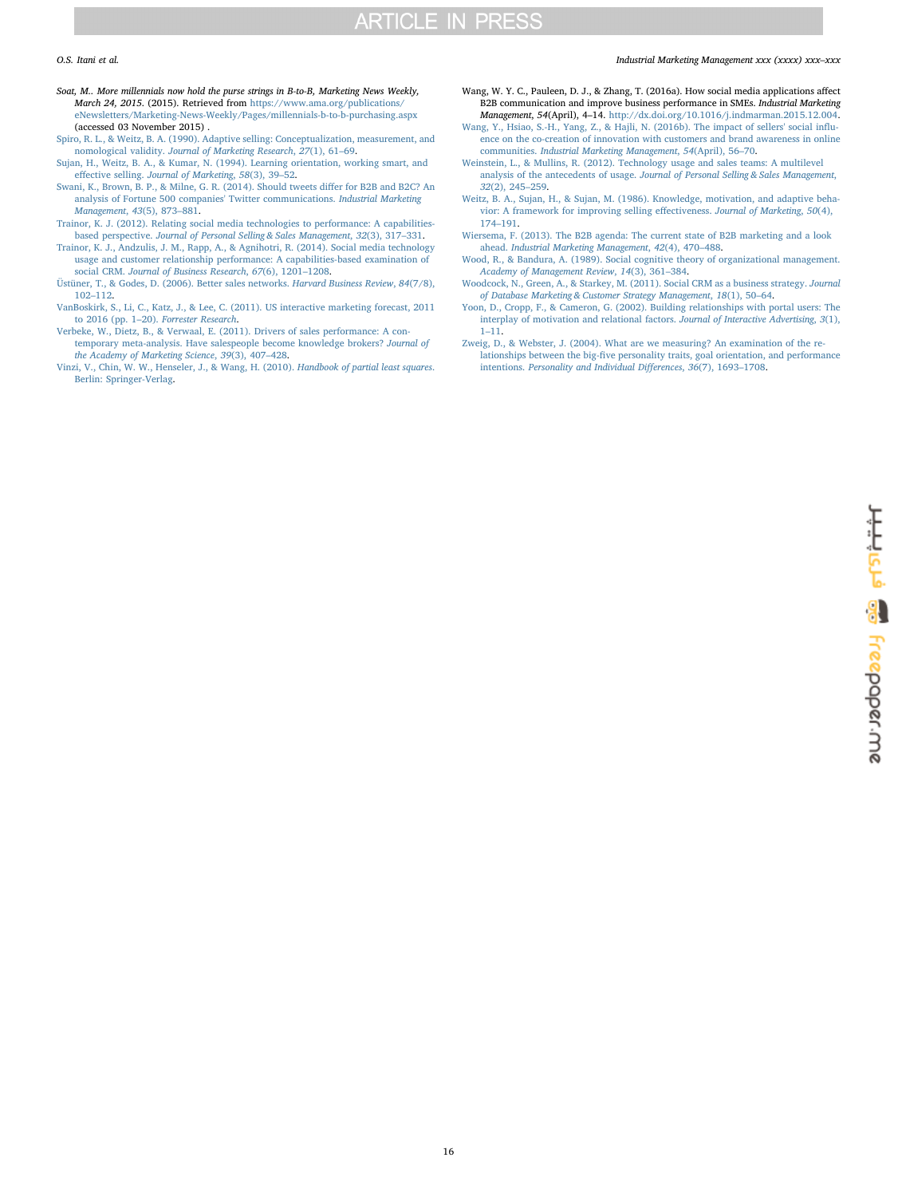*Soat, M.. More millennials now hold the purse strings in B-to-B, Marketing News Weekly, March 24, 2015.* (2015). Retrieved from https://www.ama.org/publications/eNewsletters/Marketing-News-Weekly/Pages/millennials-b-to-b-purchasing.aspx (accessed 03 November 2015) .

Spiro, R. L., & Weitz, B. A. (1990). Adaptive selling: Conceptualization, measurement, and nomological validity. *Journal of Marketing Research, 27*(1), 61–69.

Sujan, H., Weitz, B. A., & Kumar, N. (1994). Learning orientation, working smart, and effective selling. *Journal of Marketing, 58*(3), 39–52.

Swani, K., Brown, B. P., & Milne, G. R. (2014). Should tweets differ for B2B and B2C? An analysis of Fortune 500 companies' Twitter communications. *Industrial Marketing Management, 43*(5), 873–881.

Trainor, K. J. (2012). Relating social media technologies to performance: A capabilities-based perspective. *Journal of Personal Selling & Sales Management, 32*(3), 317–331.

Trainor, K. J., Andzulis, J. M., Rapp, A., & Agnihotri, R. (2014). Social media technology usage and customer relationship performance: A capabilities-based examination of social CRM. *Journal of Business Research, 67*(6), 1201–1208.

Üstüner, T., & Godes, D. (2006). Better sales networks. *Harvard Business Review, 84*(7/8), 102–112.

VanBoskirk, S., Li, C., Katz, J., & Lee, C. (2011). US interactive marketing forecast, 2011 to 2016 (pp. 1–20). *Forrester Research*.

Verbeke, W., Dietz, B., & Verwaal, E. (2011). Drivers of sales performance: A contemporary meta-analysis. Have salespeople become knowledge brokers? *Journal of the Academy of Marketing Science, 39*(3), 407–428.

Vinzi, V., Chin, W. W., Henseler, J., & Wang, H. (2010). *Handbook of partial least squares*. Berlin: Springer-Verlag.

Wang, W. Y. C., Pauleen, D. J., & Zhang, T. (2016a). How social media applications affect B2B communication and improve business performance in SMEs. *Industrial Marketing Management, 54*(April), 4–14. http://dx.doi.org/10.1016/j.indmarman.2015.12.004.

Wang, Y., Hsiao, S.-H., Yang, Z., & Hajli, N. (2016b). The impact of sellers' social influence on the co-creation of innovation with customers and brand awareness in online communities. *Industrial Marketing Management, 54*(April), 56–70.

Weinstein, L., & Mullins, R. (2012). Technology usage and sales teams: A multilevel analysis of the antecedents of usage. *Journal of Personal Selling & Sales Management, 32*(2), 245–259.

Weitz, B. A., Sujan, H., & Sujan, M. (1986). Knowledge, motivation, and adaptive behavior: A framework for improving selling effectiveness. *Journal of Marketing, 50*(4), 174–191.

Wiersema, F. (2013). The B2B agenda: The current state of B2B marketing and a look ahead. *Industrial Marketing Management, 42*(4), 470–488.

Wood, R., & Bandura, A. (1989). Social cognitive theory of organizational management. *Academy of Management Review, 14*(3), 361–384.

Woodcock, N., Green, A., & Starkey, M. (2011). Social CRM as a business strategy. *Journal of Database Marketing & Customer Strategy Management, 18*(1), 50–64.

Yoon, D., Cropp, F., & Cameron, G. (2002). Building relationships with portal users: The interplay of motivation and relational factors. *Journal of Interactive Advertising, 3*(1), 1–11.

Zweig, D., & Webster, J. (2004). What are we measuring? An examination of the relationships between the big-five personality traits, goal orientation, and performance intentions. *Personality and Individual Differences, 36*(7), 1693–1708.